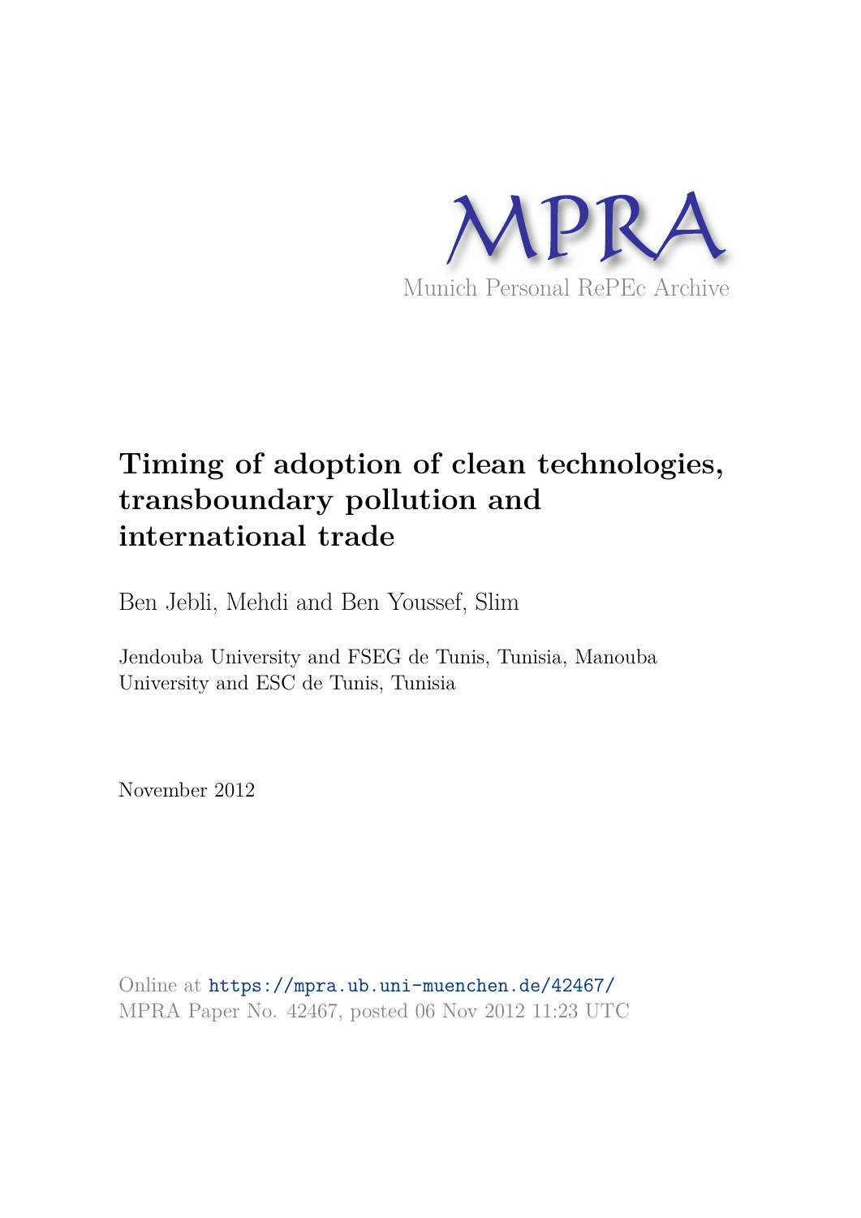MPRA

Munich Personal RePEc Archive

# Timing of adoption of clean technologies, transboundary pollution and international trade

Ben Jebli, Mehdi and Ben Youssef, Slim

Jendouba University and FSEG de Tunis, Tunisia, Manouba University and ESC de Tunis, Tunisia

November 2012

Online at https://mpra.ub.uni-muenchen.de/42467/
MPRA Paper No. 42467, posted 06 Nov 2012 11:23 UTC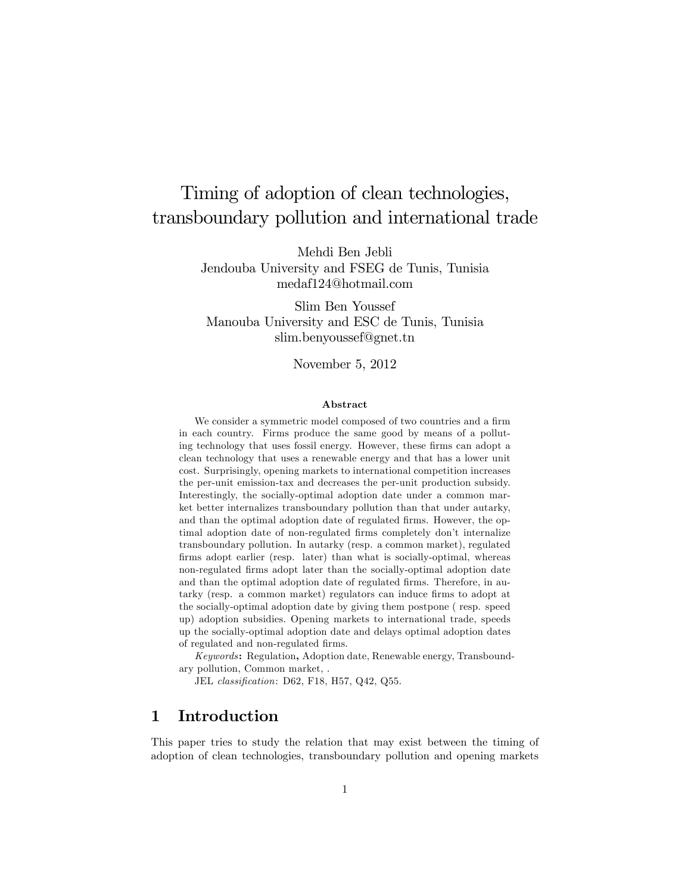# Timing of adoption of clean technologies, transboundary pollution and international trade

Mehdi Ben Jebli
Jendouba University and FSEG de Tunis, Tunisia
medaf124@hotmail.com

Slim Ben Youssef
Manouba University and ESC de Tunis, Tunisia
slim.benyoussef@gnet.tn

November 5, 2012

### Abstract

We consider a symmetric model composed of two countries and a firm in each country. Firms produce the same good by means of a polluting technology that uses fossil energy. However, these firms can adopt a clean technology that uses a renewable energy and that has a lower unit cost. Surprisingly, opening markets to international competition increases the per-unit emission-tax and decreases the per-unit production subsidy. Interestingly, the socially-optimal adoption date under a common market better internalizes transboundary pollution than that under autarky, and than the optimal adoption date of regulated firms. However, the optimal adoption date of non-regulated firms completely don't internalize transboundary pollution. In autarky (resp. a common market), regulated firms adopt earlier (resp. later) than what is socially-optimal, whereas non-regulated firms adopt later than the socially-optimal adoption date and than the optimal adoption date of regulated firms. Therefore, in autarky (resp. a common market) regulators can induce firms to adopt at the socially-optimal adoption date by giving them postpone ( resp. speed up) adoption subsidies. Opening markets to international trade, speeds up the socially-optimal adoption date and delays optimal adoption dates of regulated and non-regulated firms.

*Keywords*: Regulation, Adoption date, Renewable energy, Transboundary pollution, Common market, .

JEL *classification*: D62, F18, H57, Q42, Q55.

## 1 Introduction

This paper tries to study the relation that may exist between the timing of adoption of clean technologies, transboundary pollution and opening markets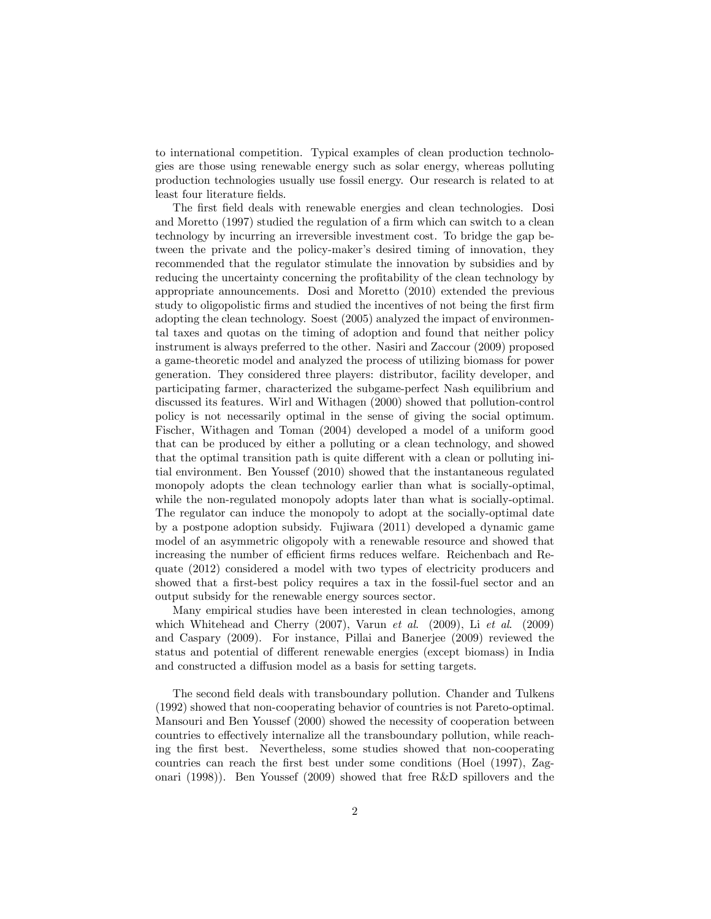to international competition. Typical examples of clean production technologies are those using renewable energy such as solar energy, whereas polluting production technologies usually use fossil energy. Our research is related to at least four literature fields.

The first field deals with renewable energies and clean technologies. Dosi and Moretto (1997) studied the regulation of a firm which can switch to a clean technology by incurring an irreversible investment cost. To bridge the gap between the private and the policy-maker's desired timing of innovation, they recommended that the regulator stimulate the innovation by subsidies and by reducing the uncertainty concerning the profitability of the clean technology by appropriate announcements. Dosi and Moretto (2010) extended the previous study to oligopolistic firms and studied the incentives of not being the first firm adopting the clean technology. Soest (2005) analyzed the impact of environmental taxes and quotas on the timing of adoption and found that neither policy instrument is always preferred to the other. Nasiri and Zaccour (2009) proposed a game-theoretic model and analyzed the process of utilizing biomass for power generation. They considered three players: distributor, facility developer, and participating farmer, characterized the subgame-perfect Nash equilibrium and discussed its features. Wirl and Withagen (2000) showed that pollution-control policy is not necessarily optimal in the sense of giving the social optimum. Fischer, Withagen and Toman (2004) developed a model of a uniform good that can be produced by either a polluting or a clean technology, and showed that the optimal transition path is quite different with a clean or polluting initial environment. Ben Youssef (2010) showed that the instantaneous regulated monopoly adopts the clean technology earlier than what is socially-optimal, while the non-regulated monopoly adopts later than what is socially-optimal. The regulator can induce the monopoly to adopt at the socially-optimal date by a postpone adoption subsidy. Fujiwara (2011) developed a dynamic game model of an asymmetric oligopoly with a renewable resource and showed that increasing the number of efficient firms reduces welfare. Reichenbach and Requate (2012) considered a model with two types of electricity producers and showed that a first-best policy requires a tax in the fossil-fuel sector and an output subsidy for the renewable energy sources sector.

Many empirical studies have been interested in clean technologies, among which Whitehead and Cherry (2007), Varun *et al*. (2009), Li *et al*. (2009) and Caspary (2009). For instance, Pillai and Banerjee (2009) reviewed the status and potential of different renewable energies (except biomass) in India and constructed a diffusion model as a basis for setting targets.

The second field deals with transboundary pollution. Chander and Tulkens (1992) showed that non-cooperating behavior of countries is not Pareto-optimal. Mansouri and Ben Youssef (2000) showed the necessity of cooperation between countries to effectively internalize all the transboundary pollution, while reaching the first best. Nevertheless, some studies showed that non-cooperating countries can reach the first best under some conditions (Hoel (1997), Zagonari (1998)). Ben Youssef (2009) showed that free R&D spillovers and the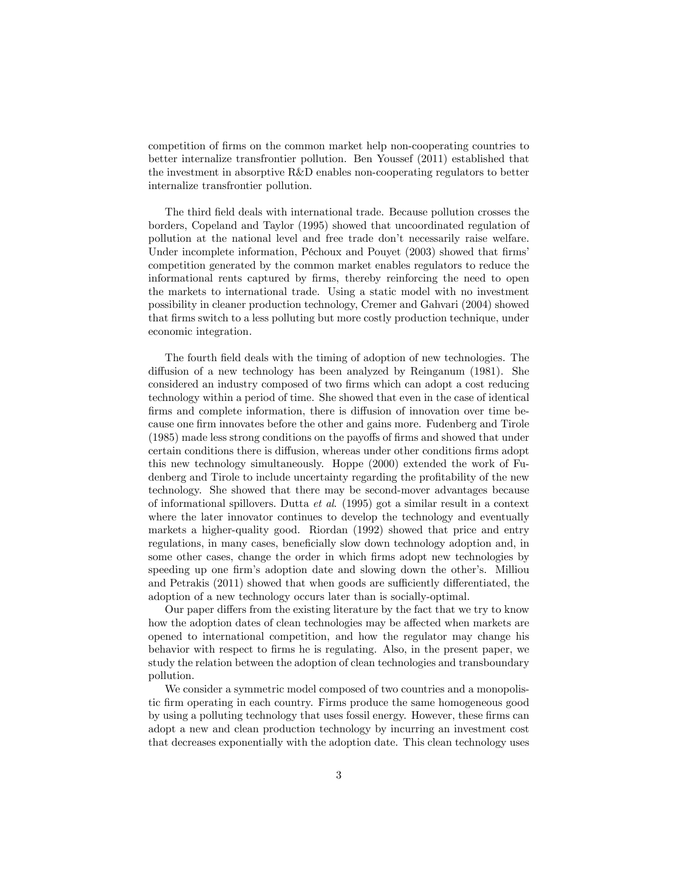competition of firms on the common market help non-cooperating countries to better internalize transfrontier pollution. Ben Youssef (2011) established that the investment in absorptive R&D enables non-cooperating regulators to better internalize transfrontier pollution.

The third field deals with international trade. Because pollution crosses the borders, Copeland and Taylor (1995) showed that uncoordinated regulation of pollution at the national level and free trade don't necessarily raise welfare. Under incomplete information, Péchoux and Pouyet (2003) showed that firms' competition generated by the common market enables regulators to reduce the informational rents captured by firms, thereby reinforcing the need to open the markets to international trade. Using a static model with no investment possibility in cleaner production technology, Cremer and Gahvari (2004) showed that firms switch to a less polluting but more costly production technique, under economic integration.

The fourth field deals with the timing of adoption of new technologies. The diffusion of a new technology has been analyzed by Reinganum (1981). She considered an industry composed of two firms which can adopt a cost reducing technology within a period of time. She showed that even in the case of identical firms and complete information, there is diffusion of innovation over time because one firm innovates before the other and gains more. Fudenberg and Tirole (1985) made less strong conditions on the payoffs of firms and showed that under certain conditions there is diffusion, whereas under other conditions firms adopt this new technology simultaneously. Hoppe (2000) extended the work of Fudenberg and Tirole to include uncertainty regarding the profitability of the new technology. She showed that there may be second-mover advantages because of informational spillovers. Dutta *et al*. (1995) got a similar result in a context where the later innovator continues to develop the technology and eventually markets a higher-quality good. Riordan (1992) showed that price and entry regulations, in many cases, beneficially slow down technology adoption and, in some other cases, change the order in which firms adopt new technologies by speeding up one firm's adoption date and slowing down the other's. Milliou and Petrakis (2011) showed that when goods are sufficiently differentiated, the adoption of a new technology occurs later than is socially-optimal.

Our paper differs from the existing literature by the fact that we try to know how the adoption dates of clean technologies may be affected when markets are opened to international competition, and how the regulator may change his behavior with respect to firms he is regulating. Also, in the present paper, we study the relation between the adoption of clean technologies and transboundary pollution.

We consider a symmetric model composed of two countries and a monopolistic firm operating in each country. Firms produce the same homogeneous good by using a polluting technology that uses fossil energy. However, these firms can adopt a new and clean production technology by incurring an investment cost that decreases exponentially with the adoption date. This clean technology uses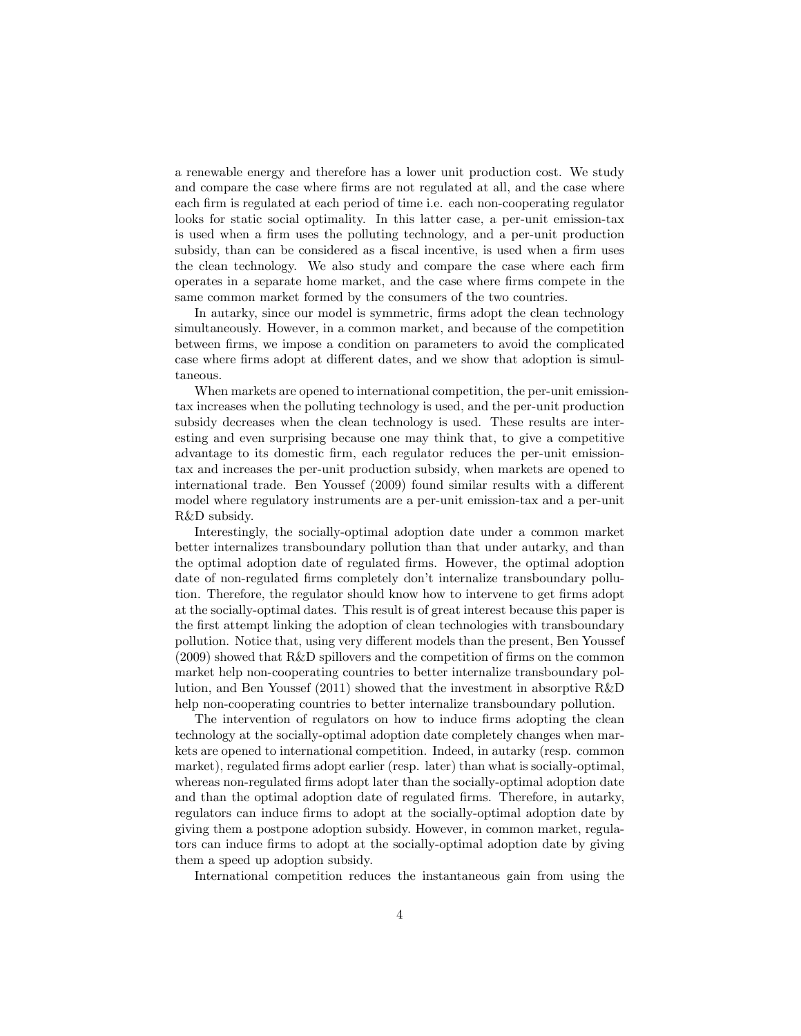a renewable energy and therefore has a lower unit production cost. We study and compare the case where firms are not regulated at all, and the case where each firm is regulated at each period of time i.e. each non-cooperating regulator looks for static social optimality. In this latter case, a per-unit emission-tax is used when a firm uses the polluting technology, and a per-unit production subsidy, than can be considered as a fiscal incentive, is used when a firm uses the clean technology. We also study and compare the case where each firm operates in a separate home market, and the case where firms compete in the same common market formed by the consumers of the two countries.

In autarky, since our model is symmetric, firms adopt the clean technology simultaneously. However, in a common market, and because of the competition between firms, we impose a condition on parameters to avoid the complicated case where firms adopt at different dates, and we show that adoption is simultaneous.

When markets are opened to international competition, the per-unit emission-tax increases when the polluting technology is used, and the per-unit production subsidy decreases when the clean technology is used. These results are interesting and even surprising because one may think that, to give a competitive advantage to its domestic firm, each regulator reduces the per-unit emission-tax and increases the per-unit production subsidy, when markets are opened to international trade. Ben Youssef (2009) found similar results with a different model where regulatory instruments are a per-unit emission-tax and a per-unit R&D subsidy.

Interestingly, the socially-optimal adoption date under a common market better internalizes transboundary pollution than that under autarky, and than the optimal adoption date of regulated firms. However, the optimal adoption date of non-regulated firms completely don't internalize transboundary pollution. Therefore, the regulator should know how to intervene to get firms adopt at the socially-optimal dates. This result is of great interest because this paper is the first attempt linking the adoption of clean technologies with transboundary pollution. Notice that, using very different models than the present, Ben Youssef (2009) showed that R&D spillovers and the competition of firms on the common market help non-cooperating countries to better internalize transboundary pollution, and Ben Youssef (2011) showed that the investment in absorptive R&D help non-cooperating countries to better internalize transboundary pollution.

The intervention of regulators on how to induce firms adopting the clean technology at the socially-optimal adoption date completely changes when markets are opened to international competition. Indeed, in autarky (resp. common market), regulated firms adopt earlier (resp. later) than what is socially-optimal, whereas non-regulated firms adopt later than the socially-optimal adoption date and than the optimal adoption date of regulated firms. Therefore, in autarky, regulators can induce firms to adopt at the socially-optimal adoption date by giving them a postpone adoption subsidy. However, in common market, regulators can induce firms to adopt at the socially-optimal adoption date by giving them a speed up adoption subsidy.

International competition reduces the instantaneous gain from using the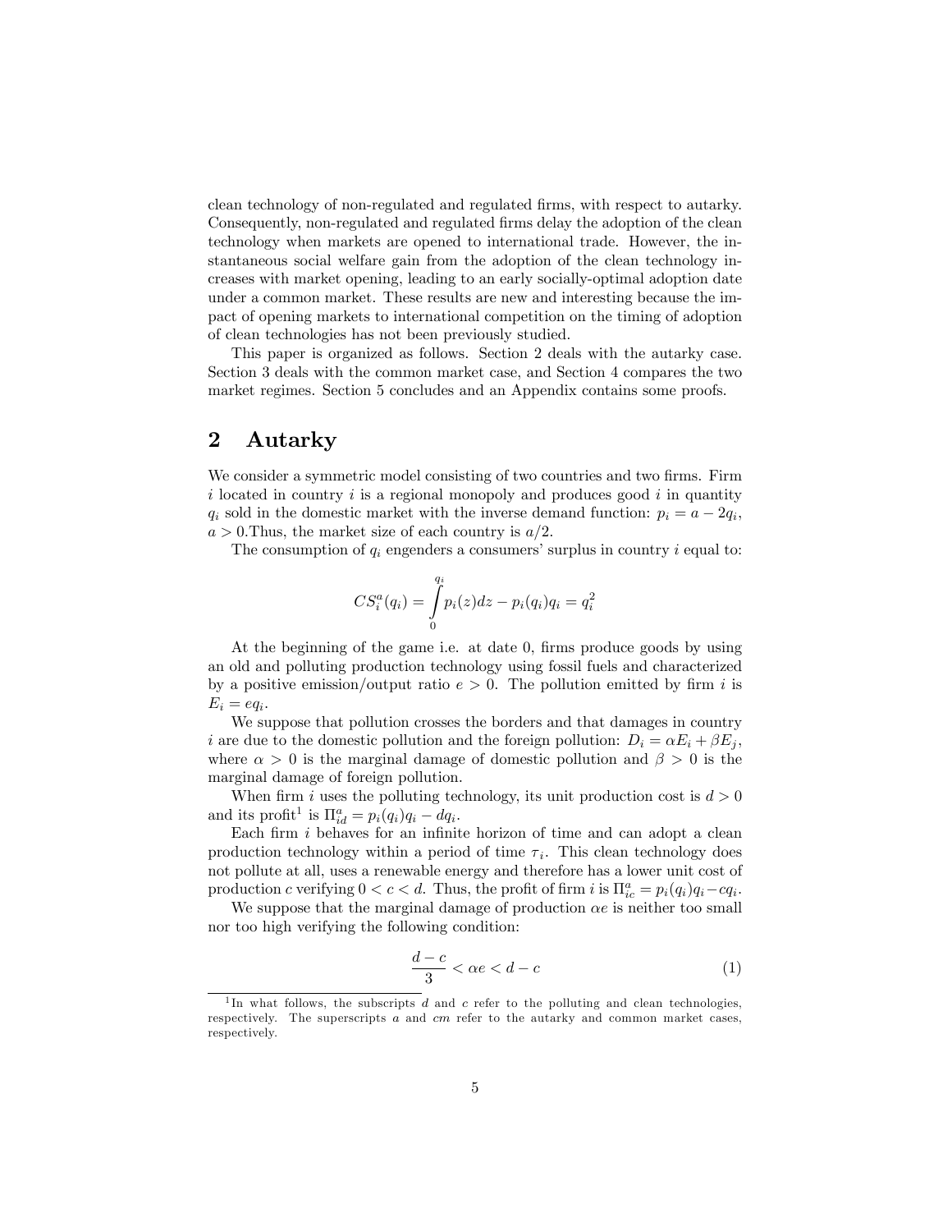clean technology of non-regulated and regulated firms, with respect to autarky. Consequently, non-regulated and regulated firms delay the adoption of the clean technology when markets are opened to international trade. However, the instantaneous social welfare gain from the adoption of the clean technology increases with market opening, leading to an early socially-optimal adoption date under a common market. These results are new and interesting because the impact of opening markets to international competition on the timing of adoption of clean technologies has not been previously studied.

This paper is organized as follows. Section 2 deals with the autarky case. Section 3 deals with the common market case, and Section 4 compares the two market regimes. Section 5 concludes and an Appendix contains some proofs.

## 2 Autarky

We consider a symmetric model consisting of two countries and two firms. Firm $i$ located in country $i$ is a regional monopoly and produces good $i$ in quantity $q_i$ sold in the domestic market with the inverse demand function: $p_i = a - 2q_i$, $a > 0$.Thus, the market size of each country is $a/2$.

The consumption of $q_i$ engenders a consumers' surplus in country $i$ equal to:

$$CS_i^a(q_i) = \int_0^{q_i} p_i(z)dz - p_i(q_i)q_i = q_i^2$$

At the beginning of the game i.e. at date 0, firms produce goods by using an old and polluting production technology using fossil fuels and characterized by a positive emission/output ratio $e > 0$. The pollution emitted by firm $i$ is $E_i = eq_i$.

We suppose that pollution crosses the borders and that damages in country $i$ are due to the domestic pollution and the foreign pollution: $D_i = \alpha E_i + \beta E_j$, where $\alpha > 0$ is the marginal damage of domestic pollution and $\beta > 0$ is the marginal damage of foreign pollution.

When firm $i$ uses the polluting technology, its unit production cost is $d > 0$ and its profit[1] is $\Pi_{id}^a = p_i(q_i)q_i - dq_i$.

Each firm $i$ behaves for an infinite horizon of time and can adopt a clean production technology within a period of time $\tau_i$. This clean technology does not pollute at all, uses a renewable energy and therefore has a lower unit cost of production $c$ verifying $0 < c < d$. Thus, the profit of firm $i$ is $\Pi_{ic}^a = p_i(q_i)q_i - cq_i$.

We suppose that the marginal damage of production $\alpha e$ is neither too small nor too high verifying the following condition:

$$\frac{d-c}{3} < \alpha e < d - c \tag{1}$$

[1] In what follows, the subscripts $d$ and $c$ refer to the polluting and clean technologies, respectively. The superscripts $a$ and $cm$ refer to the autarky and common market cases, respectively.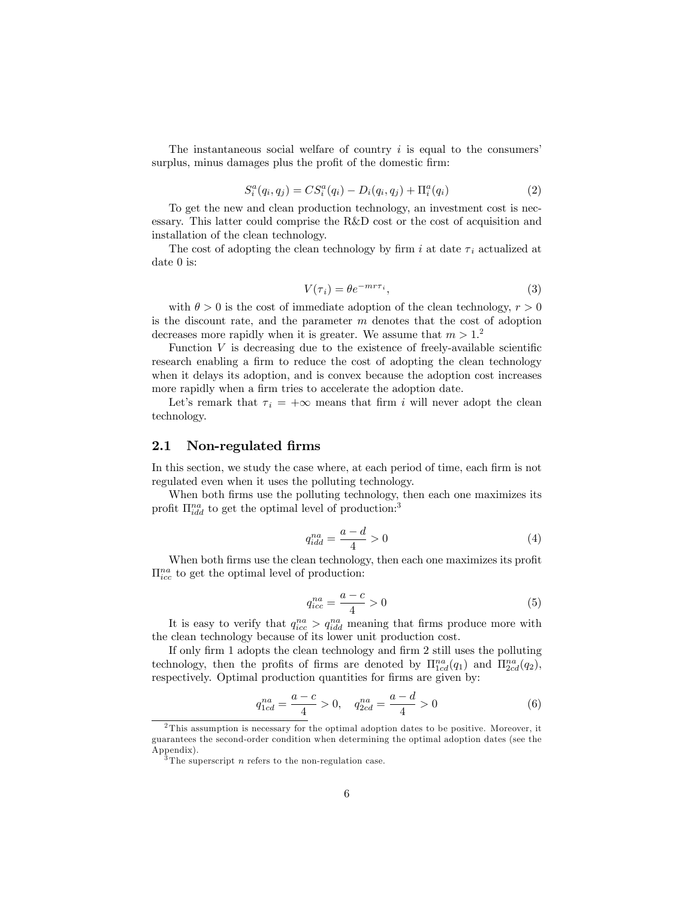The instantaneous social welfare of country $i$ is equal to the consumers' surplus, minus damages plus the profit of the domestic firm:

$$S_i^a(q_i, q_j) = CS_i^a(q_i) - D_i(q_i, q_j) + \Pi_i^a(q_i) \tag{2}$$

To get the new and clean production technology, an investment cost is necessary. This latter could comprise the R&D cost or the cost of acquisition and installation of the clean technology.

The cost of adopting the clean technology by firm $i$ at date $\tau_i$ actualized at date 0 is:

$$V(\tau_i) = \theta e^{-mr\tau_i}, \tag{3}$$

with $\theta > 0$ is the cost of immediate adoption of the clean technology, $r > 0$ is the discount rate, and the parameter $m$ denotes that the cost of adoption decreases more rapidly when it is greater. We assume that $m > 1$.[2]

Function $V$ is decreasing due to the existence of freely-available scientific research enabling a firm to reduce the cost of adopting the clean technology when it delays its adoption, and is convex because the adoption cost increases more rapidly when a firm tries to accelerate the adoption date.

Let's remark that $\tau_i = +\infty$ means that firm $i$ will never adopt the clean technology.

## 2.1 Non-regulated firms

In this section, we study the case where, at each period of time, each firm is not regulated even when it uses the polluting technology.

When both firms use the polluting technology, then each one maximizes its profit $\Pi_{idd}^{na}$ to get the optimal level of production:[3]

$$q_{idd}^{na} = \frac{a-d}{4} > 0 \tag{4}$$

When both firms use the clean technology, then each one maximizes its profit $\Pi_{icc}^{na}$ to get the optimal level of production:

$$q_{icc}^{na} = \frac{a-c}{4} > 0 \tag{5}$$

It is easy to verify that $q_{icc}^{na} > q_{idd}^{na}$ meaning that firms produce more with the clean technology because of its lower unit production cost.

If only firm 1 adopts the clean technology and firm 2 still uses the polluting technology, then the profits of firms are denoted by $\Pi_{1cd}^{na}(q_1)$ and $\Pi_{2cd}^{na}(q_2)$, respectively. Optimal production quantities for firms are given by:

$$q_{1cd}^{na} = \frac{a-c}{4} > 0, \quad q_{2cd}^{na} = \frac{a-d}{4} > 0 \tag{6}$$

[2] This assumption is necessary for the optimal adoption dates to be positive. Moreover, it guarantees the second-order condition when determining the optimal adoption dates (see the Appendix).

[3] The superscript $n$ refers to the non-regulation case.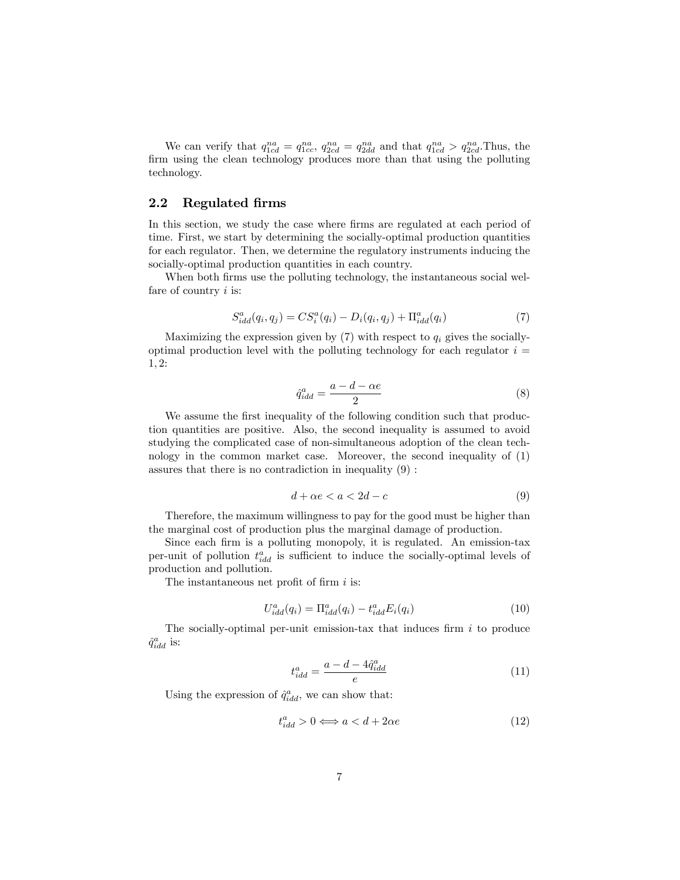We can verify that $q_{1cd}^{na} = q_{1cc}^{na}$, $q_{2cd}^{na} = q_{2dd}^{na}$ and that $q_{1cd}^{na} > q_{2cd}^{na}$.Thus, the firm using the clean technology produces more than that using the polluting technology.

## 2.2 Regulated firms

In this section, we study the case where firms are regulated at each period of time. First, we start by determining the socially-optimal production quantities for each regulator. Then, we determine the regulatory instruments inducing the socially-optimal production quantities in each country.

When both firms use the polluting technology, the instantaneous social welfare of country $i$ is:

$$S_{idd}^{a}(q_i, q_j) = CS_i^a(q_i) - D_i(q_i, q_j) + \Pi_{idd}^{a}(q_i) \tag{7}$$

Maximizing the expression given by (7) with respect to $q_i$ gives the socially-optimal production level with the polluting technology for each regulator $i = 1, 2$:

$$\hat{q}_{idd}^{a} = \frac{a - d - \alpha e}{2} \tag{8}$$

We assume the first inequality of the following condition such that production quantities are positive. Also, the second inequality is assumed to avoid studying the complicated case of non-simultaneous adoption of the clean technology in the common market case. Moreover, the second inequality of (1) assures that there is no contradiction in inequality (9) :

$$d + \alpha e < a < 2d - c \tag{9}$$

Therefore, the maximum willingness to pay for the good must be higher than the marginal cost of production plus the marginal damage of production.

Since each firm is a polluting monopoly, it is regulated. An emission-tax per-unit of pollution $t_{idd}^{a}$ is sufficient to induce the socially-optimal levels of production and pollution.

The instantaneous net profit of firm $i$ is:

$$U_{idd}^{a}(q_i) = \Pi_{idd}^{a}(q_i) - t_{idd}^{a} E_i(q_i) \tag{10}$$

The socially-optimal per-unit emission-tax that induces firm $i$ to produce $\hat{q}_{idd}^{a}$ is:

$$t_{idd}^{a} = \frac{a - d - 4\hat{q}_{idd}^{a}}{e} \tag{11}$$

Using the expression of $\hat{q}_{idd}^{a}$, we can show that:

$$t_{idd}^{a} > 0 \Longleftrightarrow a < d + 2\alpha e \tag{12}$$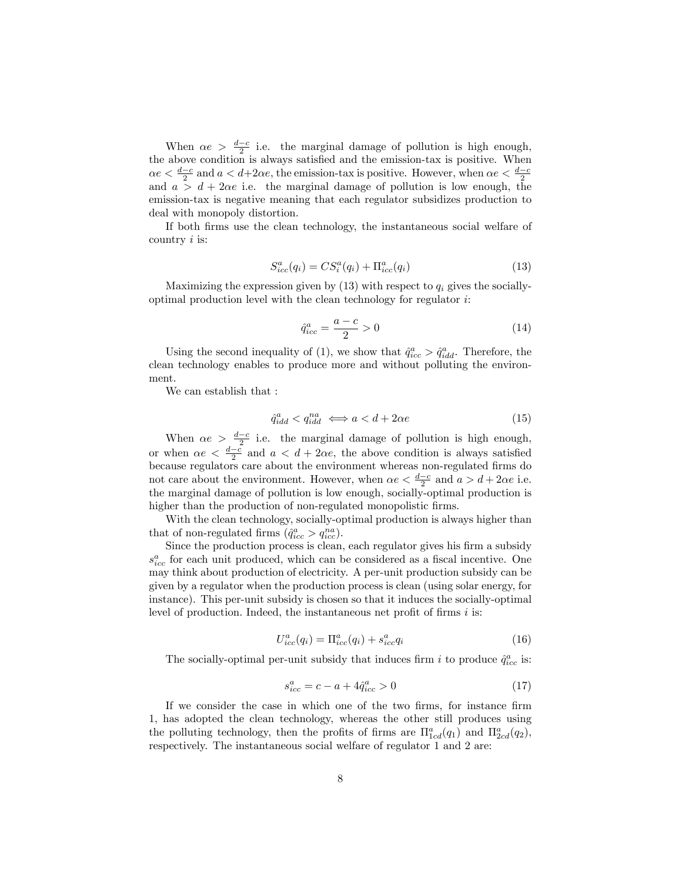When $\alpha e > \frac{d-c}{2}$ i.e. the marginal damage of pollution is high enough, the above condition is always satisfied and the emission-tax is positive. When $\alpha e < \frac{d-c}{2}$ and $a < d+2\alpha e$, the emission-tax is positive. However, when $\alpha e < \frac{d-c}{2}$ and $a > d + 2\alpha e$ i.e. the marginal damage of pollution is low enough, the emission-tax is negative meaning that each regulator subsidizes production to deal with monopoly distortion.

If both firms use the clean technology, the instantaneous social welfare of country $i$ is:

$$S^a_{icc}(q_i) = CS^a_i(q_i) + \Pi^a_{icc}(q_i) \tag{13}$$

Maximizing the expression given by (13) with respect to $q_i$ gives the socially-optimal production level with the clean technology for regulator $i$:

$$\hat{q}^a_{icc} = \frac{a-c}{2} > 0 \tag{14}$$

Using the second inequality of (1), we show that $\hat{q}^a_{icc} > \hat{q}^a_{idd}$. Therefore, the clean technology enables to produce more and without polluting the environment.

We can establish that :

$$\hat{q}^a_{idd} < q^{na}_{idd} \iff a < d + 2\alpha e \tag{15}$$

When $\alpha e > \frac{d-c}{2}$ i.e. the marginal damage of pollution is high enough, or when $\alpha e < \frac{d-c}{2}$ and $a < d + 2\alpha e$, the above condition is always satisfied because regulators care about the environment whereas non-regulated firms do not care about the environment. However, when $\alpha e < \frac{d-c}{2}$ and $a > d + 2\alpha e$ i.e. the marginal damage of pollution is low enough, socially-optimal production is higher than the production of non-regulated monopolistic firms.

With the clean technology, socially-optimal production is always higher than that of non-regulated firms ($\hat{q}^a_{icc} > q^{na}_{icc}$).

Since the production process is clean, each regulator gives his firm a subsidy $s^a_{icc}$ for each unit produced, which can be considered as a fiscal incentive. One may think about production of electricity. A per-unit production subsidy can be given by a regulator when the production process is clean (using solar energy, for instance). This per-unit subsidy is chosen so that it induces the socially-optimal level of production. Indeed, the instantaneous net profit of firms $i$ is:

$$U^a_{icc}(q_i) = \Pi^a_{icc}(q_i) + s^a_{icc} q_i \tag{16}$$

The socially-optimal per-unit subsidy that induces firm $i$ to produce $\hat{q}^a_{icc}$ is:

$$s^a_{icc} = c - a + 4\hat{q}^a_{icc} > 0 \tag{17}$$

If we consider the case in which one of the two firms, for instance firm 1, has adopted the clean technology, whereas the other still produces using the polluting technology, then the profits of firms are $\Pi^a_{1cd}(q_1)$ and $\Pi^a_{2cd}(q_2)$, respectively. The instantaneous social welfare of regulator 1 and 2 are: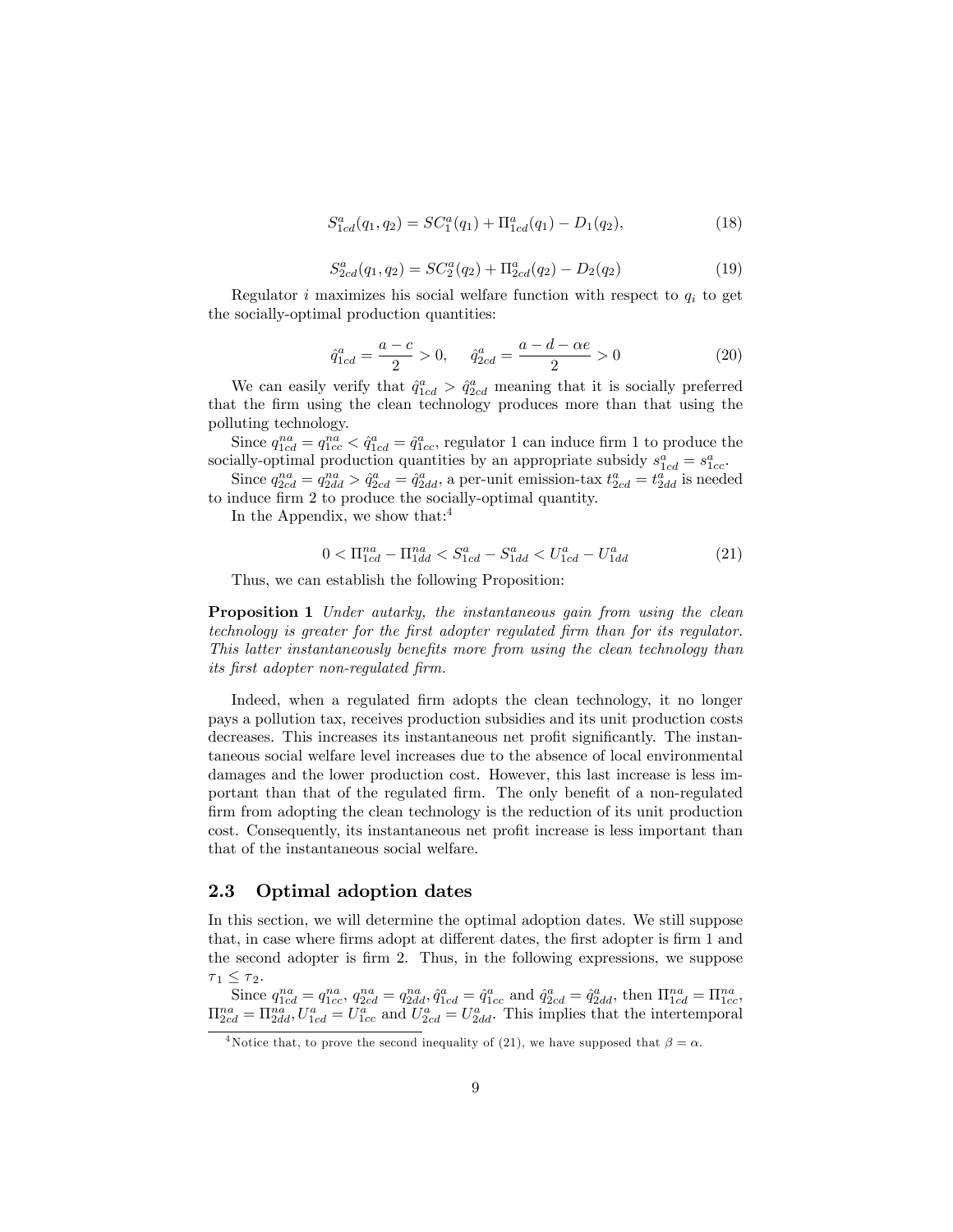$$S^a_{1cd}(q_1, q_2) = SC^a_1(q_1) + \Pi^a_{1cd}(q_1) - D_1(q_2), \tag{18}$$

$$S^a_{2cd}(q_1, q_2) = SC^a_2(q_2) + \Pi^a_{2cd}(q_2) - D_2(q_2) \tag{19}$$

Regulator $i$ maximizes his social welfare function with respect to $q_i$ to get the socially-optimal production quantities:

$$\hat{q}^a_{1cd} = \frac{a-c}{2} > 0, \quad \hat{q}^a_{2cd} = \frac{a-d-\alpha e}{2} > 0 \tag{20}$$

We can easily verify that $\hat{q}^a_{1cd} > \hat{q}^a_{2cd}$ meaning that it is socially preferred that the firm using the clean technology produces more than that using the polluting technology.

Since $q^{na}_{1cd} = q^{na}_{1cc} < \hat{q}^a_{1cd} = \hat{q}^a_{1cc}$, regulator 1 can induce firm 1 to produce the socially-optimal production quantities by an appropriate subsidy $s^a_{1cd} = s^a_{1cc}$.

Since $q^{na}_{2cd} = q^{na}_{2dd} > \hat{q}^a_{2cd} = \hat{q}^a_{2dd}$, a per-unit emission-tax $t^a_{2cd} = t^a_{2dd}$ is needed to induce firm 2 to produce the socially-optimal quantity.

In the Appendix, we show that:[4]

$$0 < \Pi^{na}_{1cd} - \Pi^{na}_{1dd} < S^a_{1cd} - S^a_{1dd} < U^a_{1cd} - U^a_{1dd} \tag{21}$$

Thus, we can establish the following Proposition:

**Proposition 1** *Under autarky, the instantaneous gain from using the clean technology is greater for the first adopter regulated firm than for its regulator. This latter instantaneously benefits more from using the clean technology than its first adopter non-regulated firm.*

Indeed, when a regulated firm adopts the clean technology, it no longer pays a pollution tax, receives production subsidies and its unit production costs decreases. This increases its instantaneous net profit significantly. The instantaneous social welfare level increases due to the absence of local environmental damages and the lower production cost. However, this last increase is less important than that of the regulated firm. The only benefit of a non-regulated firm from adopting the clean technology is the reduction of its unit production cost. Consequently, its instantaneous net profit increase is less important than that of the instantaneous social welfare.

## 2.3 Optimal adoption dates

In this section, we will determine the optimal adoption dates. We still suppose that, in case where firms adopt at different dates, the first adopter is firm 1 and the second adopter is firm 2. Thus, in the following expressions, we suppose $\tau_1 \leq \tau_2$.

Since $q^{na}_{1cd} = q^{na}_{1cc}$, $q^{na}_{2cd} = q^{na}_{2dd}$, $\hat{q}^a_{1cd} = \hat{q}^a_{1cc}$ and $\hat{q}^a_{2cd} = \hat{q}^a_{2dd}$, then $\Pi^{na}_{1cd} = \Pi^{na}_{1cc}$, $\Pi^{na}_{2cd} = \Pi^{na}_{2dd}$, $U^a_{1cd} = U^a_{1cc}$ and $U^a_{2cd} = U^a_{2dd}$. This implies that the intertemporal

[4] Notice that, to prove the second inequality of (21), we have supposed that $\beta = \alpha$.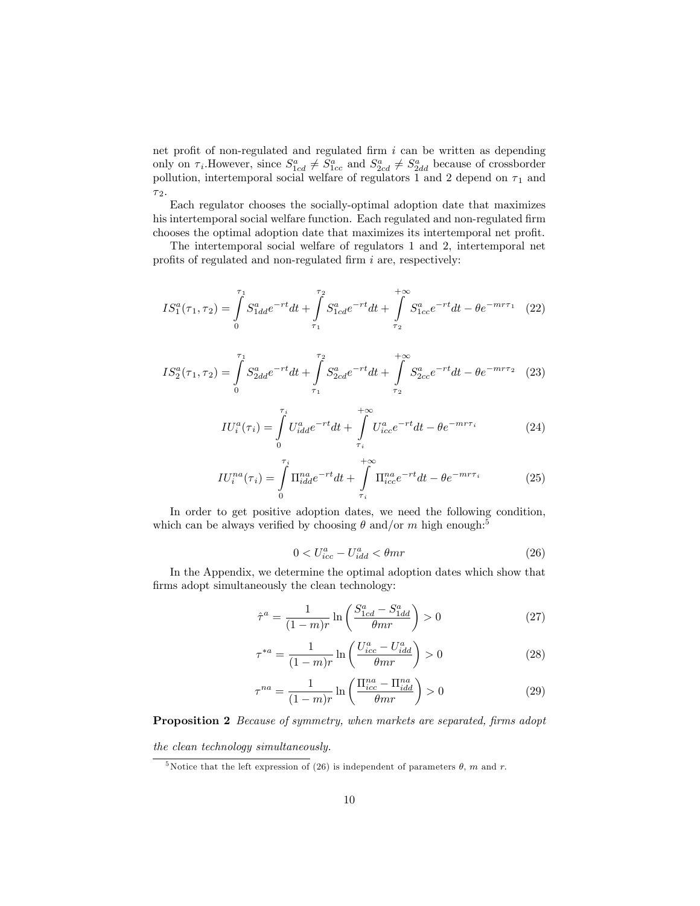net profit of non-regulated and regulated firm $i$ can be written as depending only on $\tau_i$.However, since $S^a_{1cd} \neq S^a_{1cc}$ and $S^a_{2cd} \neq S^a_{2dd}$ because of crossborder pollution, intertemporal social welfare of regulators 1 and 2 depend on $\tau_1$ and $\tau_2$.

Each regulator chooses the socially-optimal adoption date that maximizes his intertemporal social welfare function. Each regulated and non-regulated firm chooses the optimal adoption date that maximizes its intertemporal net profit.

The intertemporal social welfare of regulators 1 and 2, intertemporal net profits of regulated and non-regulated firm $i$ are, respectively:

$$IS^a_1(\tau_1, \tau_2) = \int_0^{\tau_1} S^a_{1dd} e^{-rt} dt + \int_{\tau_1}^{\tau_2} S^a_{1cd} e^{-rt} dt + \int_{\tau_2}^{+\infty} S^a_{1cc} e^{-rt} dt - \theta e^{-mr\tau_1} \quad (22)$$

$$IS^a_2(\tau_1, \tau_2) = \int_0^{\tau_1} S^a_{2dd} e^{-rt} dt + \int_{\tau_1}^{\tau_2} S^a_{2cd} e^{-rt} dt + \int_{\tau_2}^{+\infty} S^a_{2cc} e^{-rt} dt - \theta e^{-mr\tau_2} \quad (23)$$

$$IU^a_i(\tau_i) = \int_0^{\tau_i} U^a_{idd} e^{-rt} dt + \int_{\tau_i}^{+\infty} U^a_{icc} e^{-rt} dt - \theta e^{-mr\tau_i} \quad (24)$$

$$IU^{na}_i(\tau_i) = \int_0^{\tau_i} \Pi^{na}_{idd} e^{-rt} dt + \int_{\tau_i}^{+\infty} \Pi^{na}_{icc} e^{-rt} dt - \theta e^{-mr\tau_i} \quad (25)$$

In order to get positive adoption dates, we need the following condition, which can be always verified by choosing $\theta$ and/or $m$ high enough:[5]

$$0 < U^a_{icc} - U^a_{idd} < \theta mr \quad (26)$$

In the Appendix, we determine the optimal adoption dates which show that firms adopt simultaneously the clean technology:

$$\hat{\tau}^a = \frac{1}{(1-m)r} \ln\left(\frac{S^a_{1cd} - S^a_{1dd}}{\theta mr}\right) > 0 \quad (27)$$

$$\tau^{*a} = \frac{1}{(1-m)r} \ln\left(\frac{U^a_{icc} - U^a_{idd}}{\theta mr}\right) > 0 \quad (28)$$

$$\tau^{na} = \frac{1}{(1-m)r} \ln\left(\frac{\Pi^{na}_{icc} - \Pi^{na}_{idd}}{\theta mr}\right) > 0 \quad (29)$$

**Proposition 2** *Because of symmetry, when markets are separated, firms adopt the clean technology simultaneously.*

[5] Notice that the left expression of (26) is independent of parameters $\theta$, $m$ and $r$.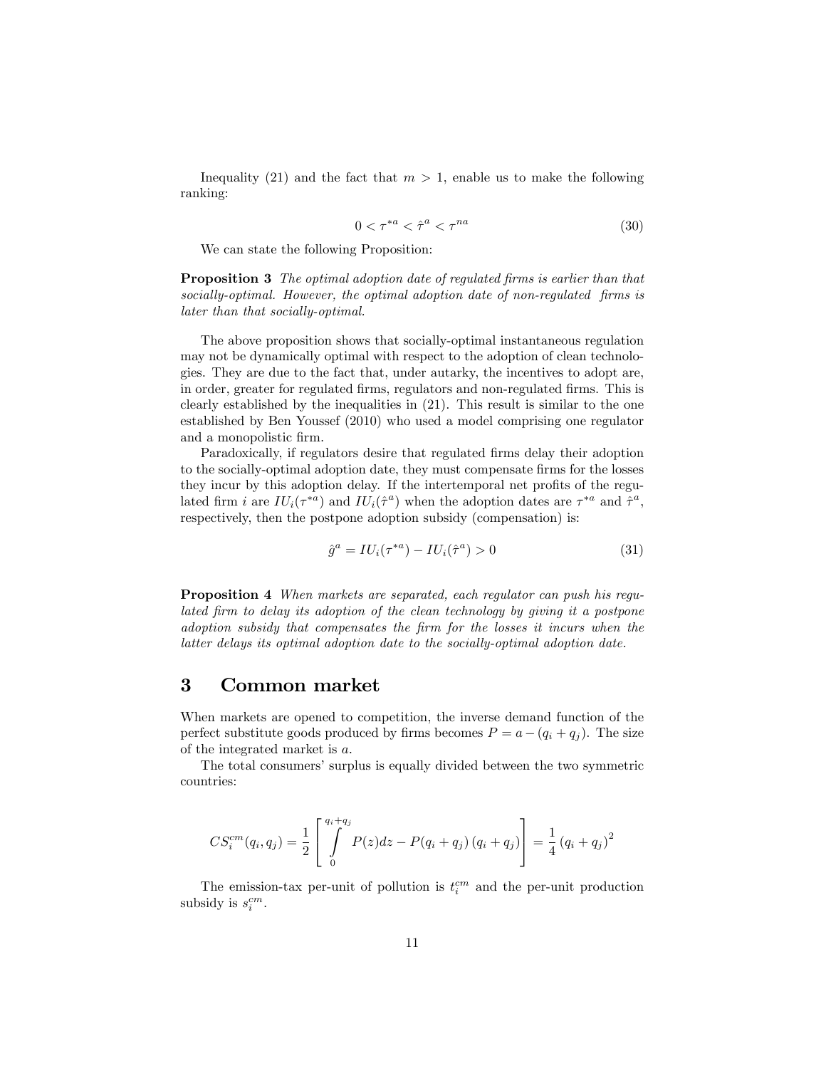Inequality (21) and the fact that $m > 1$, enable us to make the following ranking:

$$0 < \tau^{*a} < \hat{\tau}^{a} < \tau^{na} \tag{30}$$

We can state the following Proposition:

**Proposition 3** *The optimal adoption date of regulated firms is earlier than that socially-optimal. However, the optimal adoption date of non-regulated firms is later than that socially-optimal.*

The above proposition shows that socially-optimal instantaneous regulation may not be dynamically optimal with respect to the adoption of clean technologies. They are due to the fact that, under autarky, the incentives to adopt are, in order, greater for regulated firms, regulators and non-regulated firms. This is clearly established by the inequalities in (21). This result is similar to the one established by Ben Youssef (2010) who used a model comprising one regulator and a monopolistic firm.

Paradoxically, if regulators desire that regulated firms delay their adoption to the socially-optimal adoption date, they must compensate firms for the losses they incur by this adoption delay. If the intertemporal net profits of the regulated firm $i$ are $IU_i(\tau^{*a})$ and $IU_i(\hat{\tau}^{a})$ when the adoption dates are $\tau^{*a}$ and $\hat{\tau}^{a}$, respectively, then the postpone adoption subsidy (compensation) is:

$$\hat{g}^{a} = IU_i(\tau^{*a}) - IU_i(\hat{\tau}^{a}) > 0 \tag{31}$$

**Proposition 4** *When markets are separated, each regulator can push his regulated firm to delay its adoption of the clean technology by giving it a postpone adoption subsidy that compensates the firm for the losses it incurs when the latter delays its optimal adoption date to the socially-optimal adoption date.*

# 3 Common market

When markets are opened to competition, the inverse demand function of the perfect substitute goods produced by firms becomes $P = a - (q_i + q_j)$. The size of the integrated market is $a$.

The total consumers' surplus is equally divided between the two symmetric countries:

$$CS_i^{cm}(q_i, q_j) = \frac{1}{2}\left[\int_{0}^{q_i+q_j} P(z)dz - P(q_i + q_j)\,(q_i + q_j)\right] = \frac{1}{4}\,(q_i + q_j)^2$$

The emission-tax per-unit of pollution is $t_i^{cm}$ and the per-unit production subsidy is $s_i^{cm}$.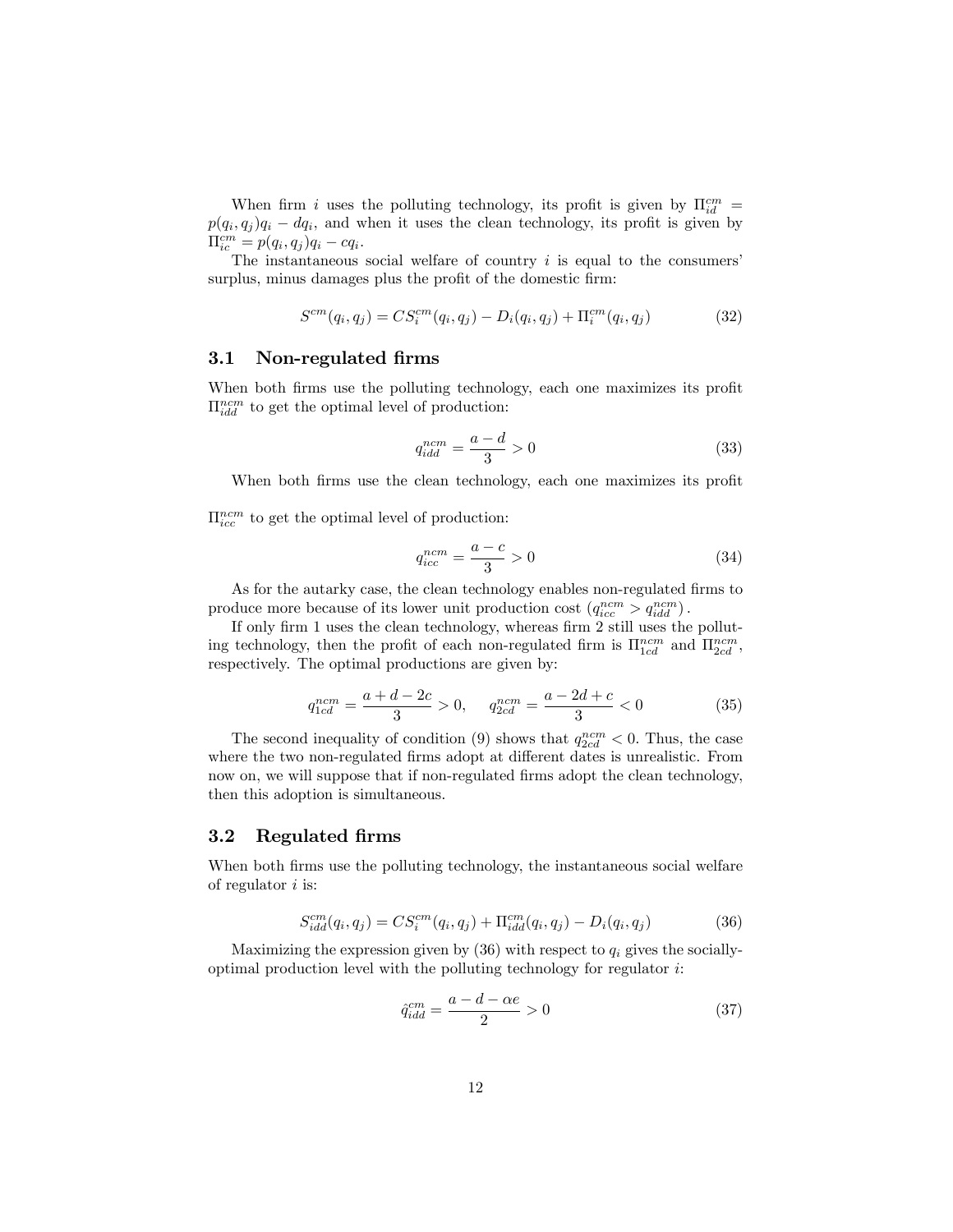When firm $i$ uses the polluting technology, its profit is given by $\Pi_{id}^{cm} = p(q_i, q_j)q_i - dq_i$, and when it uses the clean technology, its profit is given by $\Pi_{ic}^{cm} = p(q_i, q_j)q_i - cq_i$.

The instantaneous social welfare of country $i$ is equal to the consumers' surplus, minus damages plus the profit of the domestic firm:

$$S^{cm}(q_i, q_j) = CS_i^{cm}(q_i, q_j) - D_i(q_i, q_j) + \Pi_i^{cm}(q_i, q_j) \tag{32}$$

### 3.1 Non-regulated firms

When both firms use the polluting technology, each one maximizes its profit $\Pi_{idd}^{ncm}$ to get the optimal level of production:

$$q_{idd}^{ncm} = \frac{a-d}{3} > 0 \tag{33}$$

When both firms use the clean technology, each one maximizes its profit $\Pi_{icc}^{ncm}$ to get the optimal level of production:

$$q_{icc}^{ncm} = \frac{a-c}{3} > 0 \tag{34}$$

As for the autarky case, the clean technology enables non-regulated firms to produce more because of its lower unit production cost $(q_{icc}^{ncm} > q_{idd}^{ncm})$.

If only firm 1 uses the clean technology, whereas firm 2 still uses the polluting technology, then the profit of each non-regulated firm is $\Pi_{1cd}^{ncm}$ and $\Pi_{2cd}^{ncm}$, respectively. The optimal productions are given by:

$$q_{1cd}^{ncm} = \frac{a+d-2c}{3} > 0, \quad q_{2cd}^{ncm} = \frac{a-2d+c}{3} < 0 \tag{35}$$

The second inequality of condition (9) shows that $q_{2cd}^{ncm} < 0$. Thus, the case where the two non-regulated firms adopt at different dates is unrealistic. From now on, we will suppose that if non-regulated firms adopt the clean technology, then this adoption is simultaneous.

### 3.2 Regulated firms

When both firms use the polluting technology, the instantaneous social welfare of regulator $i$ is:

$$S_{idd}^{cm}(q_i, q_j) = CS_i^{cm}(q_i, q_j) + \Pi_{idd}^{cm}(q_i, q_j) - D_i(q_i, q_j) \tag{36}$$

Maximizing the expression given by (36) with respect to $q_i$ gives the socially-optimal production level with the polluting technology for regulator $i$:

$$\hat{q}_{idd}^{cm} = \frac{a-d-\alpha e}{2} > 0 \tag{37}$$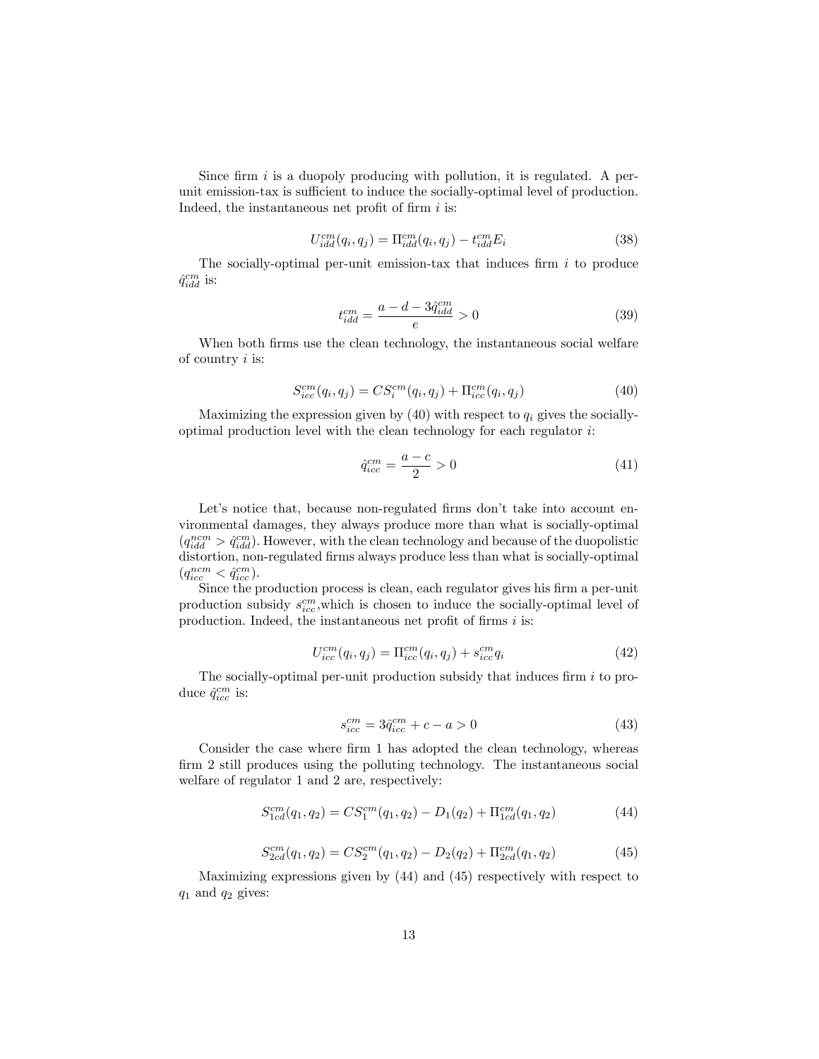Since firm $i$ is a duopoly producing with pollution, it is regulated. A per-unit emission-tax is sufficient to induce the socially-optimal level of production. Indeed, the instantaneous net profit of firm $i$ is:

$$U_{idd}^{cm}(q_i, q_j) = \Pi_{idd}^{cm}(q_i, q_j) - t_{idd}^{cm} E_i \tag{38}$$

The socially-optimal per-unit emission-tax that induces firm $i$ to produce $\hat{q}_{idd}^{cm}$ is:

$$t_{idd}^{cm} = \frac{a - d - 3\hat{q}_{idd}^{cm}}{e} > 0 \tag{39}$$

When both firms use the clean technology, the instantaneous social welfare of country $i$ is:

$$S_{icc}^{cm}(q_i, q_j) = CS_i^{cm}(q_i, q_j) + \Pi_{icc}^{cm}(q_i, q_j) \tag{40}$$

Maximizing the expression given by (40) with respect to $q_i$ gives the socially-optimal production level with the clean technology for each regulator $i$:

$$\hat{q}_{icc}^{cm} = \frac{a - c}{2} > 0 \tag{41}$$

Let's notice that, because non-regulated firms don't take into account environmental damages, they always produce more than what is socially-optimal ($q_{idd}^{ncm} > \hat{q}_{idd}^{cm}$). However, with the clean technology and because of the duopolistic distortion, non-regulated firms always produce less than what is socially-optimal ($q_{icc}^{ncm} < \hat{q}_{icc}^{cm}$).

Since the production process is clean, each regulator gives his firm a per-unit production subsidy $s_{icc}^{cm}$,which is chosen to induce the socially-optimal level of production. Indeed, the instantaneous net profit of firms $i$ is:

$$U_{icc}^{cm}(q_i, q_j) = \Pi_{icc}^{cm}(q_i, q_j) + s_{icc}^{cm} q_i \tag{42}$$

The socially-optimal per-unit production subsidy that induces firm $i$ to produce $\hat{q}_{icc}^{cm}$ is:

$$s_{icc}^{cm} = 3\hat{q}_{icc}^{cm} + c - a > 0 \tag{43}$$

Consider the case where firm 1 has adopted the clean technology, whereas firm 2 still produces using the polluting technology. The instantaneous social welfare of regulator 1 and 2 are, respectively:

$$S_{1cd}^{cm}(q_1, q_2) = CS_1^{cm}(q_1, q_2) - D_1(q_2) + \Pi_{1cd}^{cm}(q_1, q_2) \tag{44}$$

$$S_{2cd}^{cm}(q_1, q_2) = CS_2^{cm}(q_1, q_2) - D_2(q_2) + \Pi_{2cd}^{cm}(q_1, q_2) \tag{45}$$

Maximizing expressions given by (44) and (45) respectively with respect to $q_1$ and $q_2$ gives: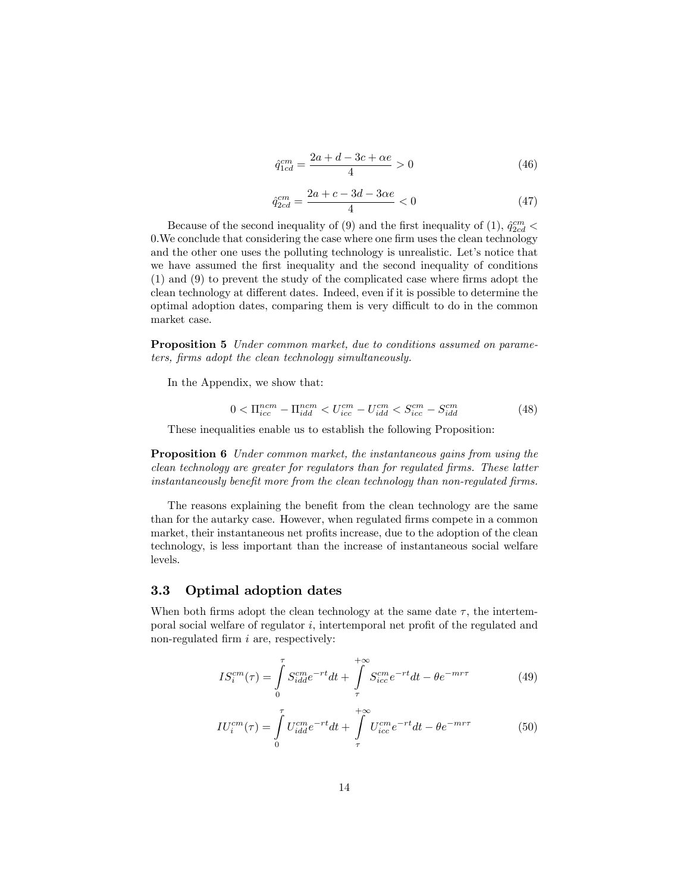$$\hat{q}_{1cd}^{cm} = \frac{2a + d - 3c + \alpha e}{4} > 0 \tag{46}$$

$$\hat{q}_{2cd}^{cm} = \frac{2a + c - 3d - 3\alpha e}{4} < 0 \tag{47}$$

Because of the second inequality of (9) and the first inequality of (1), $\hat{q}_{2cd}^{cm} < 0$.We conclude that considering the case where one firm uses the clean technology and the other one uses the polluting technology is unrealistic. Let's notice that we have assumed the first inequality and the second inequality of conditions (1) and (9) to prevent the study of the complicated case where firms adopt the clean technology at different dates. Indeed, even if it is possible to determine the optimal adoption dates, comparing them is very difficult to do in the common market case.

**Proposition 5** *Under common market, due to conditions assumed on parameters, firms adopt the clean technology simultaneously.*

In the Appendix, we show that:

$$0 < \Pi_{icc}^{ncm} - \Pi_{idd}^{ncm} < U_{icc}^{cm} - U_{idd}^{cm} < S_{icc}^{cm} - S_{idd}^{cm} \tag{48}$$

These inequalities enable us to establish the following Proposition:

**Proposition 6** *Under common market, the instantaneous gains from using the clean technology are greater for regulators than for regulated firms. These latter instantaneously benefit more from the clean technology than non-regulated firms.*

The reasons explaining the benefit from the clean technology are the same than for the autarky case. However, when regulated firms compete in a common market, their instantaneous net profits increase, due to the adoption of the clean technology, is less important than the increase of instantaneous social welfare levels.

### 3.3 Optimal adoption dates

When both firms adopt the clean technology at the same date $\tau$, the intertemporal social welfare of regulator $i$, intertemporal net profit of the regulated and non-regulated firm $i$ are, respectively:

$$IS_i^{cm}(\tau) = \int_0^{\tau} S_{idd}^{cm} e^{-rt} dt + \int_{\tau}^{+\infty} S_{icc}^{cm} e^{-rt} dt - \theta e^{-mr\tau} \tag{49}$$

$$IU_i^{cm}(\tau) = \int_0^{\tau} U_{idd}^{cm} e^{-rt} dt + \int_{\tau}^{+\infty} U_{icc}^{cm} e^{-rt} dt - \theta e^{-mr\tau} \tag{50}$$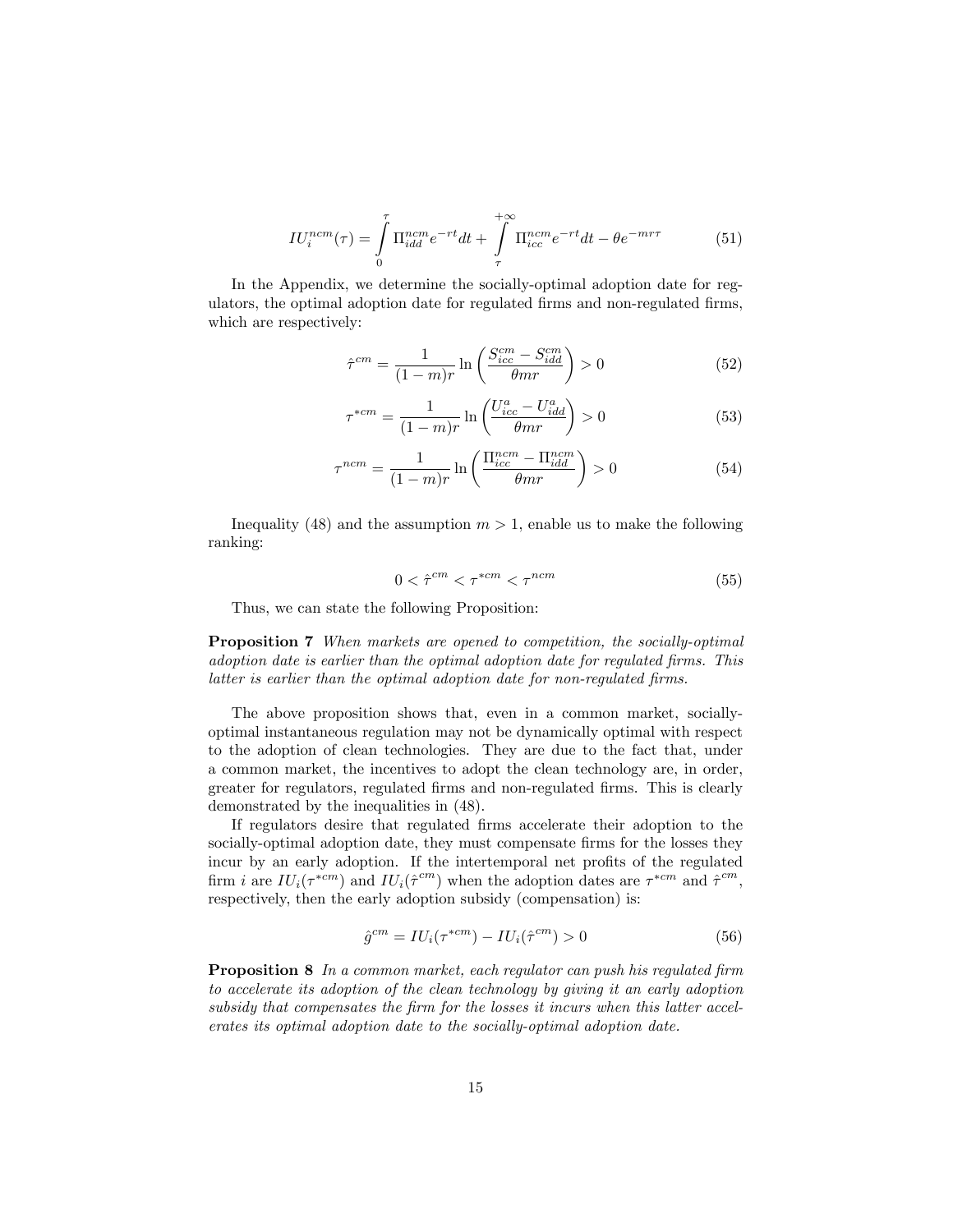$$IU_i^{ncm}(\tau) = \int_0^{\tau} \Pi_{idd}^{ncm} e^{-rt} dt + \int_{\tau}^{+\infty} \Pi_{icc}^{ncm} e^{-rt} dt - \theta e^{-mr\tau} \tag{51}$$

In the Appendix, we determine the socially-optimal adoption date for regulators, the optimal adoption date for regulated firms and non-regulated firms, which are respectively:

$$\hat{\tau}^{cm} = \frac{1}{(1-m)r} \ln\left(\frac{S_{icc}^{cm} - S_{idd}^{cm}}{\theta m r}\right) > 0 \tag{52}$$

$$\tau^{*cm} = \frac{1}{(1-m)r} \ln\left(\frac{U_{icc}^{a} - U_{idd}^{a}}{\theta m r}\right) > 0 \tag{53}$$

$$\tau^{ncm} = \frac{1}{(1-m)r} \ln\left(\frac{\Pi_{icc}^{ncm} - \Pi_{idd}^{ncm}}{\theta m r}\right) > 0 \tag{54}$$

Inequality (48) and the assumption $m > 1$, enable us to make the following ranking:

$$0 < \hat{\tau}^{cm} < \tau^{*cm} < \tau^{ncm} \tag{55}$$

Thus, we can state the following Proposition:

**Proposition 7** *When markets are opened to competition, the socially-optimal adoption date is earlier than the optimal adoption date for regulated firms. This latter is earlier than the optimal adoption date for non-regulated firms.*

The above proposition shows that, even in a common market, socially-optimal instantaneous regulation may not be dynamically optimal with respect to the adoption of clean technologies. They are due to the fact that, under a common market, the incentives to adopt the clean technology are, in order, greater for regulators, regulated firms and non-regulated firms. This is clearly demonstrated by the inequalities in (48).

If regulators desire that regulated firms accelerate their adoption to the socially-optimal adoption date, they must compensate firms for the losses they incur by an early adoption. If the intertemporal net profits of the regulated firm $i$ are $IU_i(\tau^{*cm})$ and $IU_i(\hat{\tau}^{cm})$ when the adoption dates are $\tau^{*cm}$ and $\hat{\tau}^{cm}$, respectively, then the early adoption subsidy (compensation) is:

$$\hat{g}^{cm} = IU_i(\tau^{*cm}) - IU_i(\hat{\tau}^{cm}) > 0 \tag{56}$$

**Proposition 8** *In a common market, each regulator can push his regulated firm to accelerate its adoption of the clean technology by giving it an early adoption subsidy that compensates the firm for the losses it incurs when this latter accelerates its optimal adoption date to the socially-optimal adoption date.*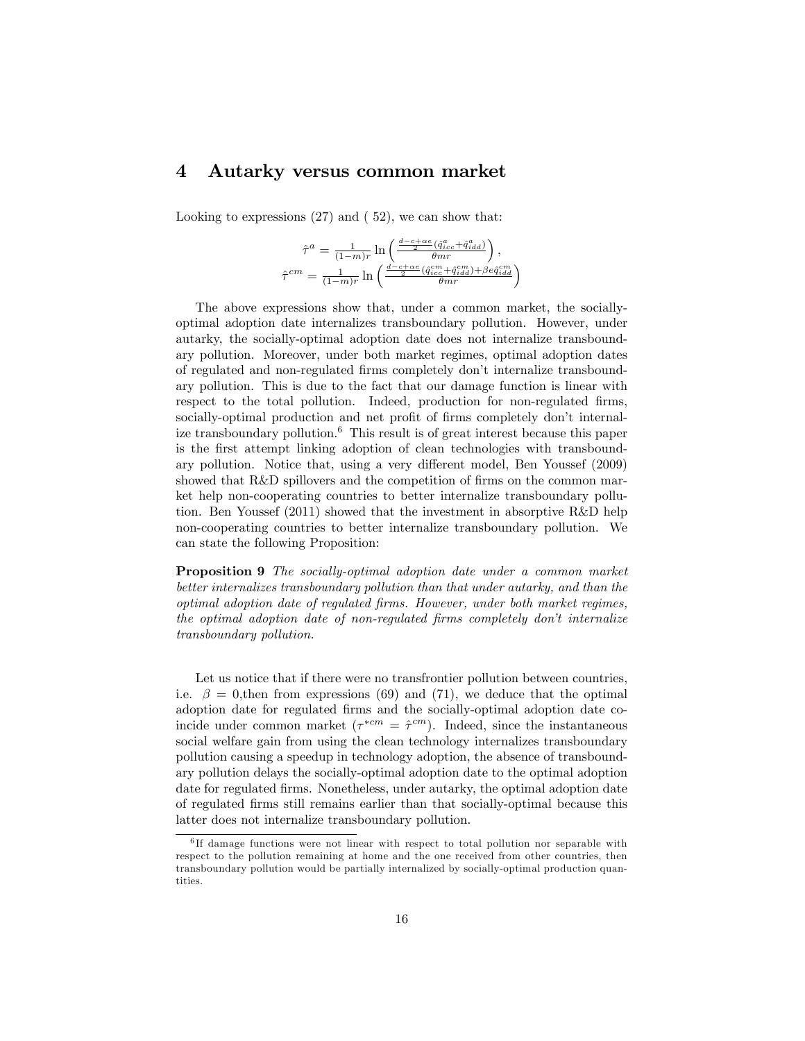## 4 Autarky versus common market

Looking to expressions (27) and ( 52), we can show that:

$$\hat{\tau}^a = \frac{1}{(1-m)r} \ln\left(\frac{\frac{d-c+\alpha e}{2}(\hat{q}^a_{icc} + \hat{q}^a_{idd})}{\theta m r}\right),$$
$$\hat{\tau}^{cm} = \frac{1}{(1-m)r} \ln\left(\frac{\frac{d-c+\alpha e}{2}(\hat{q}^{cm}_{icc} + \hat{q}^{cm}_{idd}) + \beta e \hat{q}^{cm}_{idd}}{\theta m r}\right)$$

The above expressions show that, under a common market, the socially-optimal adoption date internalizes transboundary pollution. However, under autarky, the socially-optimal adoption date does not internalize transboundary pollution. Moreover, under both market regimes, optimal adoption dates of regulated and non-regulated firms completely don't internalize transboundary pollution. This is due to the fact that our damage function is linear with respect to the total pollution. Indeed, production for non-regulated firms, socially-optimal production and net profit of firms completely don't internalize transboundary pollution.[6] This result is of great interest because this paper is the first attempt linking adoption of clean technologies with transboundary pollution. Notice that, using a very different model, Ben Youssef (2009) showed that R&D spillovers and the competition of firms on the common market help non-cooperating countries to better internalize transboundary pollution. Ben Youssef (2011) showed that the investment in absorptive R&D help non-cooperating countries to better internalize transboundary pollution. We can state the following Proposition:

**Proposition 9** *The socially-optimal adoption date under a common market better internalizes transboundary pollution than that under autarky, and than the optimal adoption date of regulated firms. However, under both market regimes, the optimal adoption date of non-regulated firms completely don't internalize transboundary pollution.*

Let us notice that if there were no transfrontier pollution between countries, i.e. $\beta = 0$,then from expressions (69) and (71), we deduce that the optimal adoption date for regulated firms and the socially-optimal adoption date coincide under common market ($\tau^{*cm} = \hat{\tau}^{cm}$). Indeed, since the instantaneous social welfare gain from using the clean technology internalizes transboundary pollution causing a speedup in technology adoption, the absence of transboundary pollution delays the socially-optimal adoption date to the optimal adoption date for regulated firms. Nonetheless, under autarky, the optimal adoption date of regulated firms still remains earlier than that socially-optimal because this latter does not internalize transboundary pollution.

[6] If damage functions were not linear with respect to total pollution nor separable with respect to the pollution remaining at home and the one received from other countries, then transboundary pollution would be partially internalized by socially-optimal production quantities.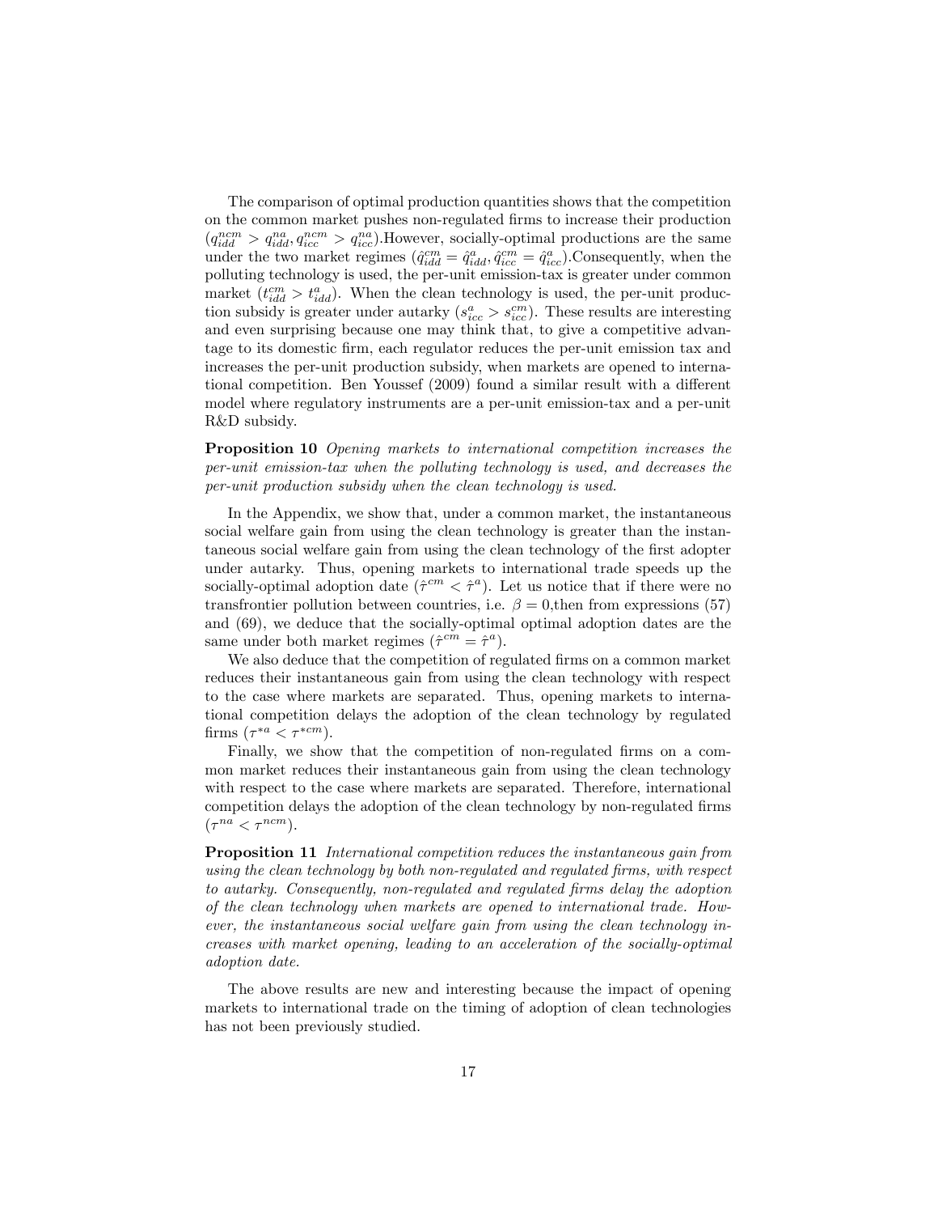The comparison of optimal production quantities shows that the competition on the common market pushes non-regulated firms to increase their production ($q_{idd}^{ncm} > q_{idd}^{na}, q_{icc}^{ncm} > q_{icc}^{na}$).However, socially-optimal productions are the same under the two market regimes ($\hat{q}_{idd}^{cm} = \hat{q}_{idd}^{a}, \hat{q}_{icc}^{cm} = \hat{q}_{icc}^{a}$).Consequently, when the polluting technology is used, the per-unit emission-tax is greater under common market ($t_{idd}^{cm} > t_{idd}^{a}$). When the clean technology is used, the per-unit production subsidy is greater under autarky ($s_{icc}^{a} > s_{icc}^{cm}$). These results are interesting and even surprising because one may think that, to give a competitive advantage to its domestic firm, each regulator reduces the per-unit emission tax and increases the per-unit production subsidy, when markets are opened to international competition. Ben Youssef (2009) found a similar result with a different model where regulatory instruments are a per-unit emission-tax and a per-unit R&D subsidy.

**Proposition 10** *Opening markets to international competition increases the per-unit emission-tax when the polluting technology is used, and decreases the per-unit production subsidy when the clean technology is used.*

In the Appendix, we show that, under a common market, the instantaneous social welfare gain from using the clean technology is greater than the instantaneous social welfare gain from using the clean technology of the first adopter under autarky. Thus, opening markets to international trade speeds up the socially-optimal adoption date ($\hat{\tau}^{cm} < \hat{\tau}^{a}$). Let us notice that if there were no transfrontier pollution between countries, i.e. $\beta = 0$,then from expressions (57) and (69), we deduce that the socially-optimal optimal adoption dates are the same under both market regimes ($\hat{\tau}^{cm} = \hat{\tau}^{a}$).

We also deduce that the competition of regulated firms on a common market reduces their instantaneous gain from using the clean technology with respect to the case where markets are separated. Thus, opening markets to international competition delays the adoption of the clean technology by regulated firms ($\tau^{*a} < \tau^{*cm}$).

Finally, we show that the competition of non-regulated firms on a common market reduces their instantaneous gain from using the clean technology with respect to the case where markets are separated. Therefore, international competition delays the adoption of the clean technology by non-regulated firms ($\tau^{na} < \tau^{ncm}$).

**Proposition 11** *International competition reduces the instantaneous gain from using the clean technology by both non-regulated and regulated firms, with respect to autarky. Consequently, non-regulated and regulated firms delay the adoption of the clean technology when markets are opened to international trade. However, the instantaneous social welfare gain from using the clean technology increases with market opening, leading to an acceleration of the socially-optimal adoption date.*

The above results are new and interesting because the impact of opening markets to international trade on the timing of adoption of clean technologies has not been previously studied.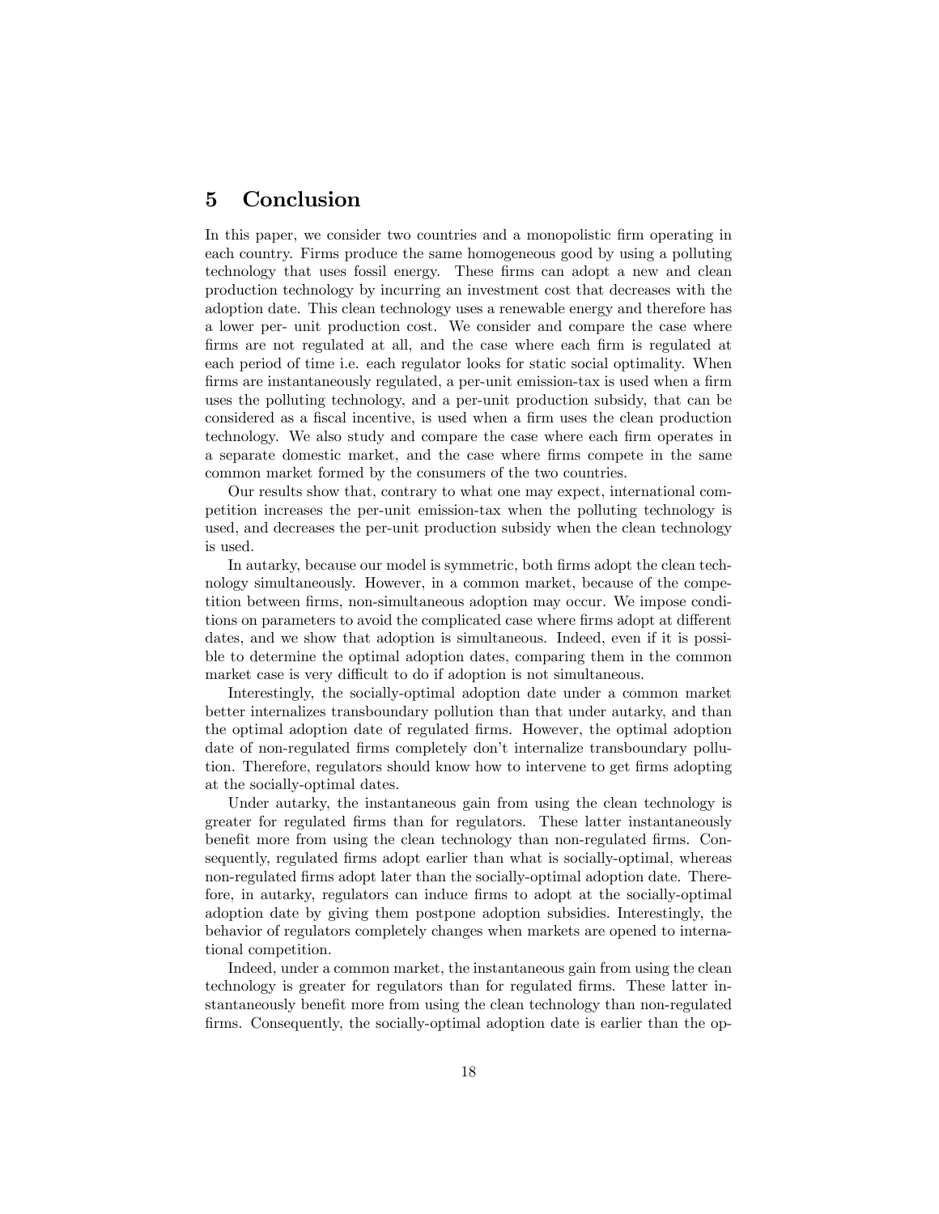# 5 Conclusion

In this paper, we consider two countries and a monopolistic firm operating in each country. Firms produce the same homogeneous good by using a polluting technology that uses fossil energy. These firms can adopt a new and clean production technology by incurring an investment cost that decreases with the adoption date. This clean technology uses a renewable energy and therefore has a lower per- unit production cost. We consider and compare the case where firms are not regulated at all, and the case where each firm is regulated at each period of time i.e. each regulator looks for static social optimality. When firms are instantaneously regulated, a per-unit emission-tax is used when a firm uses the polluting technology, and a per-unit production subsidy, that can be considered as a fiscal incentive, is used when a firm uses the clean production technology. We also study and compare the case where each firm operates in a separate domestic market, and the case where firms compete in the same common market formed by the consumers of the two countries.

Our results show that, contrary to what one may expect, international competition increases the per-unit emission-tax when the polluting technology is used, and decreases the per-unit production subsidy when the clean technology is used.

In autarky, because our model is symmetric, both firms adopt the clean technology simultaneously. However, in a common market, because of the competition between firms, non-simultaneous adoption may occur. We impose conditions on parameters to avoid the complicated case where firms adopt at different dates, and we show that adoption is simultaneous. Indeed, even if it is possible to determine the optimal adoption dates, comparing them in the common market case is very difficult to do if adoption is not simultaneous.

Interestingly, the socially-optimal adoption date under a common market better internalizes transboundary pollution than that under autarky, and than the optimal adoption date of regulated firms. However, the optimal adoption date of non-regulated firms completely don't internalize transboundary pollution. Therefore, regulators should know how to intervene to get firms adopting at the socially-optimal dates.

Under autarky, the instantaneous gain from using the clean technology is greater for regulated firms than for regulators. These latter instantaneously benefit more from using the clean technology than non-regulated firms. Consequently, regulated firms adopt earlier than what is socially-optimal, whereas non-regulated firms adopt later than the socially-optimal adoption date. Therefore, in autarky, regulators can induce firms to adopt at the socially-optimal adoption date by giving them postpone adoption subsidies. Interestingly, the behavior of regulators completely changes when markets are opened to international competition.

Indeed, under a common market, the instantaneous gain from using the clean technology is greater for regulators than for regulated firms. These latter instantaneously benefit more from using the clean technology than non-regulated firms. Consequently, the socially-optimal adoption date is earlier than the op-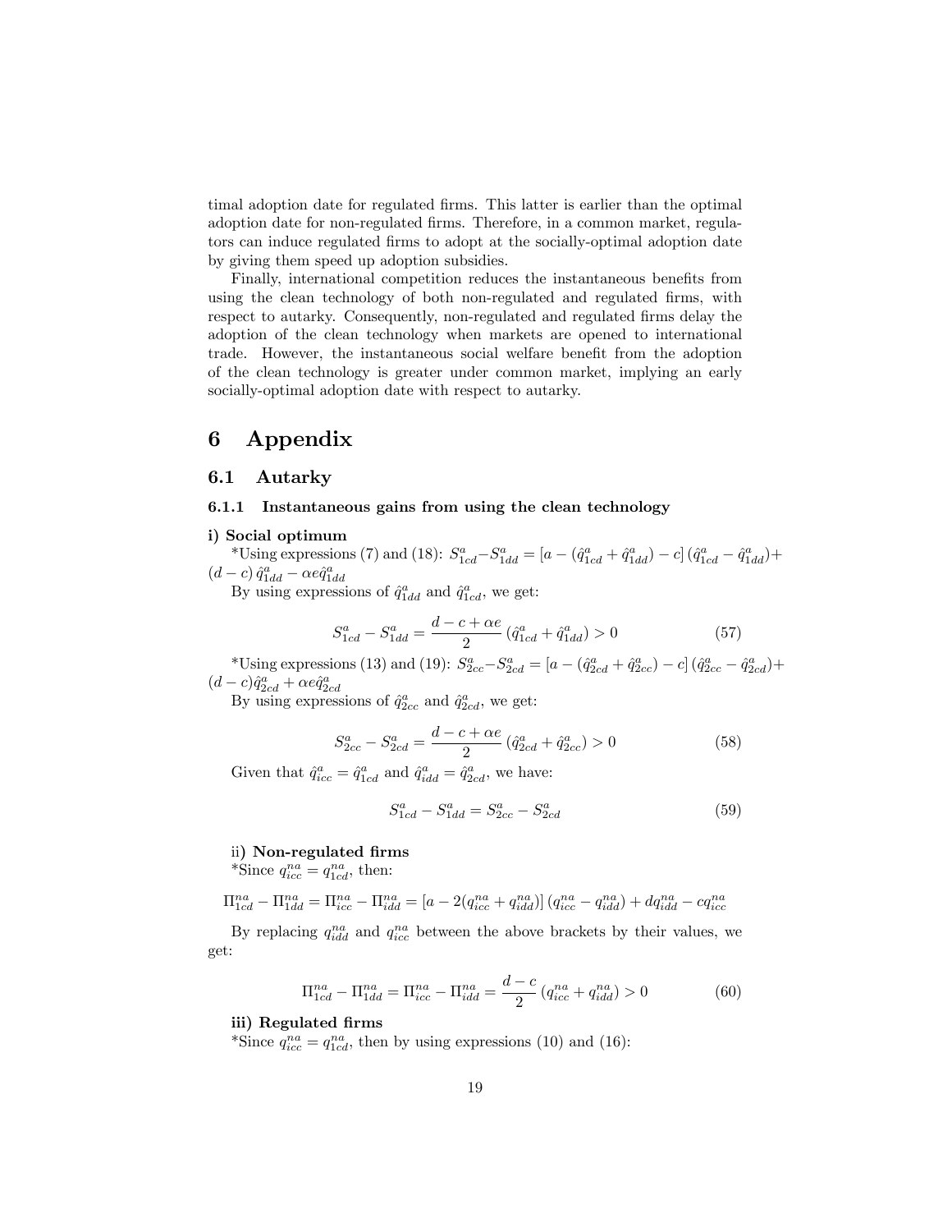timal adoption date for regulated firms. This latter is earlier than the optimal adoption date for non-regulated firms. Therefore, in a common market, regulators can induce regulated firms to adopt at the socially-optimal adoption date by giving them speed up adoption subsidies.

Finally, international competition reduces the instantaneous benefits from using the clean technology of both non-regulated and regulated firms, with respect to autarky. Consequently, non-regulated and regulated firms delay the adoption of the clean technology when markets are opened to international trade. However, the instantaneous social welfare benefit from the adoption of the clean technology is greater under common market, implying an early socially-optimal adoption date with respect to autarky.

# 6 Appendix

## 6.1 Autarky

### 6.1.1 Instantaneous gains from using the clean technology

**i) Social optimum**

*Using expressions (7) and (18): $S^a_{1cd} - S^a_{1dd} = \left[a - \left(\hat{q}^a_{1cd} + \hat{q}^a_{1dd}\right) - c\right]\left(\hat{q}^a_{1cd} - \hat{q}^a_{1dd}\right) + (d-c)\,\hat{q}^a_{1dd} - \alpha e \hat{q}^a_{1dd}$

By using expressions of $\hat{q}^a_{1dd}$ and $\hat{q}^a_{1cd}$, we get:

$$S^a_{1cd} - S^a_{1dd} = \frac{d-c+\alpha e}{2}\left(\hat{q}^a_{1cd} + \hat{q}^a_{1dd}\right) > 0 \tag{57}$$

*Using expressions (13) and (19): $S^a_{2cc} - S^a_{2cd} = \left[a - \left(\hat{q}^a_{2cd} + \hat{q}^a_{2cc}\right) - c\right]\left(\hat{q}^a_{2cc} - \hat{q}^a_{2cd}\right) + (d-c)\hat{q}^a_{2cd} + \alpha e \hat{q}^a_{2cd}$

By using expressions of $\hat{q}^a_{2cc}$ and $\hat{q}^a_{2cd}$, we get:

$$S^a_{2cc} - S^a_{2cd} = \frac{d-c+\alpha e}{2}\left(\hat{q}^a_{2cd} + \hat{q}^a_{2cc}\right) > 0 \tag{58}$$

Given that $\hat{q}^a_{icc} = \hat{q}^a_{1cd}$ and $\hat{q}^a_{idd} = \hat{q}^a_{2cd}$, we have:

$$S^a_{1cd} - S^a_{1dd} = S^a_{2cc} - S^a_{2cd} \tag{59}$$

ii**) Non-regulated firms**

*Since $q^{na}_{icc} = q^{na}_{1cd}$, then:

$$\Pi^{na}_{1cd} - \Pi^{na}_{1dd} = \Pi^{na}_{icc} - \Pi^{na}_{idd} = \left[a - 2\left(q^{na}_{icc} + q^{na}_{idd}\right)\right]\left(q^{na}_{icc} - q^{na}_{idd}\right) + dq^{na}_{idd} - cq^{na}_{icc}$$

By replacing $q^{na}_{idd}$ and $q^{na}_{icc}$ between the above brackets by their values, we get:

$$\Pi^{na}_{1cd} - \Pi^{na}_{1dd} = \Pi^{na}_{icc} - \Pi^{na}_{idd} = \frac{d-c}{2}\left(q^{na}_{icc} + q^{na}_{idd}\right) > 0 \tag{60}$$

**iii) Regulated firms**

*Since $q^{na}_{icc} = q^{na}_{1cd}$, then by using expressions (10) and (16):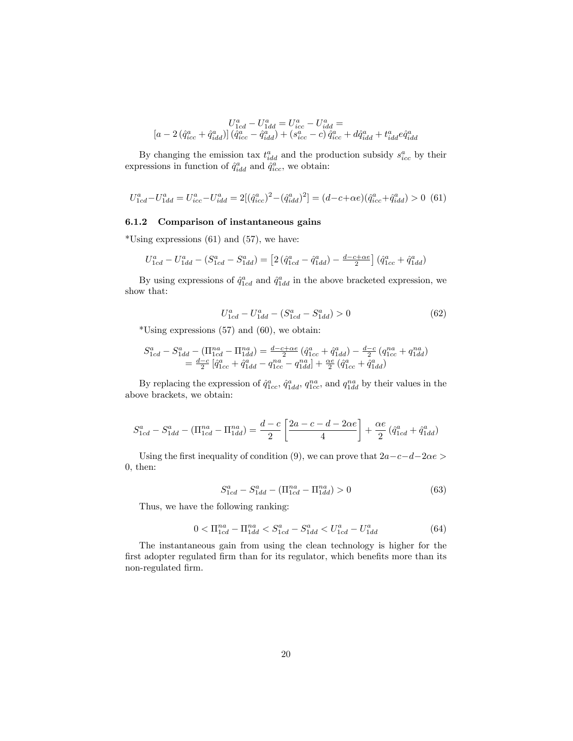$$U^a_{1cd} - U^a_{1dd} = U^a_{icc} - U^a_{idd} =$$
$$\left[a - 2\left(\hat{q}^a_{icc} + \hat{q}^a_{idd}\right)\right]\left(\hat{q}^a_{icc} - \hat{q}^a_{idd}\right) + \left(s^a_{icc} - c\right)\hat{q}^a_{icc} + d\hat{q}^a_{idd} + t^a_{idd} e \hat{q}^a_{idd}$$

By changing the emission tax $t^a_{idd}$ and the production subsidy $s^a_{icc}$ by their expressions in function of $\hat{q}^a_{idd}$ and $\hat{q}^a_{icc}$, we obtain:

$$U^a_{1cd} - U^a_{1dd} = U^a_{icc} - U^a_{idd} = 2[(\hat{q}^a_{icc})^2 - (\hat{q}^a_{idd})^2] = (d - c + \alpha e)(\hat{q}^a_{icc} + \hat{q}^a_{idd}) > 0 \quad (61)$$

### 6.1.2 Comparison of instantaneous gains

*Using expressions (61) and (57), we have:

$$U^a_{1cd} - U^a_{1dd} - (S^a_{1cd} - S^a_{1dd}) = \left[2\left(\hat{q}^a_{1cd} - \hat{q}^a_{1dd}\right) - \tfrac{d-c+\alpha e}{2}\right]\left(\hat{q}^a_{1cc} + \hat{q}^a_{1dd}\right)$$

By using expressions of $\hat{q}^a_{1cd}$ and $\hat{q}^a_{1dd}$ in the above bracketed expression, we show that:

$$U^a_{1cd} - U^a_{1dd} - (S^a_{1cd} - S^a_{1dd}) > 0 \quad (62)$$

*Using expressions (57) and (60), we obtain:

$$\begin{aligned} S^a_{1cd} - S^a_{1dd} - (\Pi^{na}_{1cd} - \Pi^{na}_{1dd}) &= \tfrac{d-c+\alpha e}{2}\left(\hat{q}^a_{1cc} + \hat{q}^a_{1dd}\right) - \tfrac{d-c}{2}\left(q^{na}_{1cc} + q^{na}_{1dd}\right) \\ &= \tfrac{d-c}{2}\left[\hat{q}^a_{1cc} + \hat{q}^a_{1dd} - q^{na}_{1cc} - q^{na}_{1dd}\right] + \tfrac{\alpha e}{2}\left(\hat{q}^a_{1cc} + \hat{q}^a_{1dd}\right) \end{aligned}$$

By replacing the expression of $\hat{q}^a_{1cc}$, $\hat{q}^a_{1dd}$, $q^{na}_{1cc}$, and $q^{na}_{1dd}$ by their values in the above brackets, we obtain:

$$S^a_{1cd} - S^a_{1dd} - (\Pi^{na}_{1cd} - \Pi^{na}_{1dd}) = \frac{d-c}{2}\left[\frac{2a - c - d - 2\alpha e}{4}\right] + \frac{\alpha e}{2}\left(\hat{q}^a_{1cd} + \hat{q}^a_{1dd}\right)$$

Using the first inequality of condition (9), we can prove that $2a - c - d - 2\alpha e > 0$, then:

$$S^a_{1cd} - S^a_{1dd} - (\Pi^{na}_{1cd} - \Pi^{na}_{1dd}) > 0 \quad (63)$$

Thus, we have the following ranking:

$$0 < \Pi^{na}_{1cd} - \Pi^{na}_{1dd} < S^a_{1cd} - S^a_{1dd} < U^a_{1cd} - U^a_{1dd} \quad (64)$$

The instantaneous gain from using the clean technology is higher for the first adopter regulated firm than for its regulator, which benefits more than its non-regulated firm.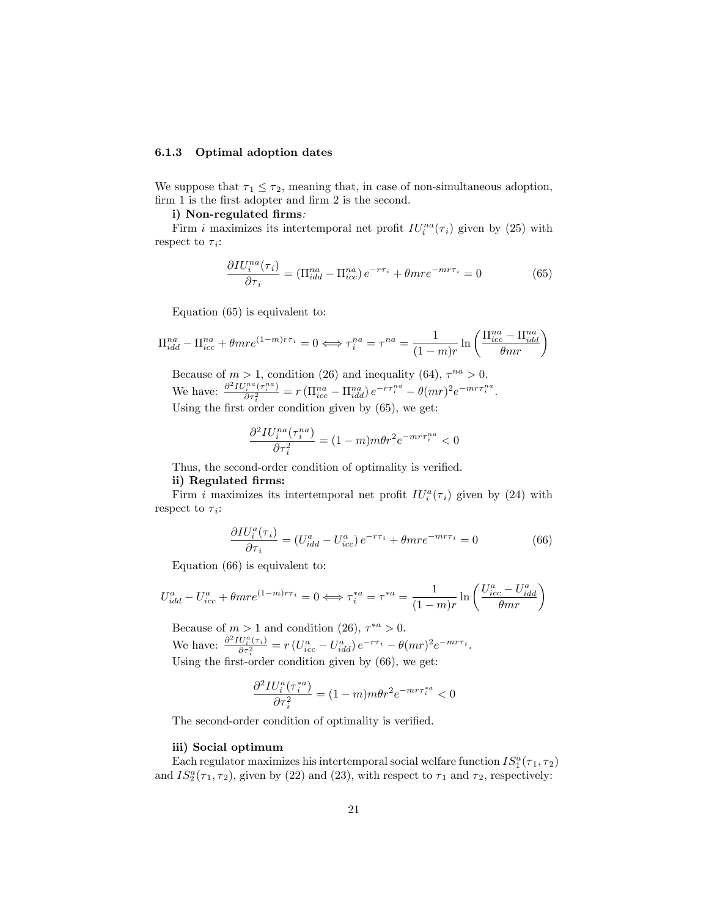### 6.1.3 Optimal adoption dates

We suppose that $\tau_1 \leq \tau_2$, meaning that, in case of non-simultaneous adoption, firm 1 is the first adopter and firm 2 is the second.

**i) Non-regulated firms***:*

Firm $i$ maximizes its intertemporal net profit $IU_i^{na}(\tau_i)$ given by (25) with respect to $\tau_i$:

$$\frac{\partial IU_i^{na}(\tau_i)}{\partial \tau_i} = \left(\Pi_{idd}^{na} - \Pi_{icc}^{na}\right) e^{-r\tau_i} + \theta mre^{-mr\tau_i} = 0 \tag{65}$$

Equation (65) is equivalent to:

$$\Pi_{idd}^{na} - \Pi_{icc}^{na} + \theta mre^{(1-m)r\tau_i} = 0 \Longleftrightarrow \tau_i^{na} = \tau^{na} = \frac{1}{(1-m)r} \ln\left(\frac{\Pi_{icc}^{na} - \Pi_{idd}^{na}}{\theta mr}\right)$$

Because of $m > 1$, condition (26) and inequality (64), $\tau^{na} > 0$.

We have: $\frac{\partial^2 IU_i^{na}(\tau_i^{na})}{\partial \tau_i^2} = r\left(\Pi_{icc}^{na} - \Pi_{idd}^{na}\right) e^{-r\tau_i^{na}} - \theta(mr)^2 e^{-mr\tau_i^{na}}$.

Using the first order condition given by (65), we get:

$$\frac{\partial^2 IU_i^{na}(\tau_i^{na})}{\partial \tau_i^2} = (1-m)m\theta r^2 e^{-mr\tau_i^{na}} < 0$$

Thus, the second-order condition of optimality is verified.

**ii) Regulated firms:**

Firm $i$ maximizes its intertemporal net profit $IU_i^a(\tau_i)$ given by (24) with respect to $\tau_i$:

$$\frac{\partial IU_i^a(\tau_i)}{\partial \tau_i} = \left(U_{idd}^a - U_{icc}^a\right) e^{-r\tau_i} + \theta mre^{-mr\tau_i} = 0 \tag{66}$$

Equation (66) is equivalent to:

$$U_{idd}^a - U_{icc}^a + \theta mre^{(1-m)r\tau_i} = 0 \Longleftrightarrow \tau_i^{*a} = \tau^{*a} = \frac{1}{(1-m)r} \ln\left(\frac{U_{icc}^a - U_{idd}^a}{\theta mr}\right)$$

Because of $m > 1$ and condition (26), $\tau^{*a} > 0$.

We have: $\frac{\partial^2 IU_i^a(\tau_i)}{\partial \tau_i^2} = r\left(U_{icc}^a - U_{idd}^a\right) e^{-r\tau_i} - \theta(mr)^2 e^{-mr\tau_i}$.

Using the first-order condition given by (66), we get:

$$\frac{\partial^2 IU_i^a(\tau_i^{*a})}{\partial \tau_i^2} = (1-m)m\theta r^2 e^{-mr\tau_i^{*a}} < 0$$

The second-order condition of optimality is verified.

**iii) Social optimum**

Each regulator maximizes his intertemporal social welfare function $IS_1^a(\tau_1, \tau_2)$ and $IS_2^a(\tau_1, \tau_2)$, given by (22) and (23), with respect to $\tau_1$ and $\tau_2$, respectively: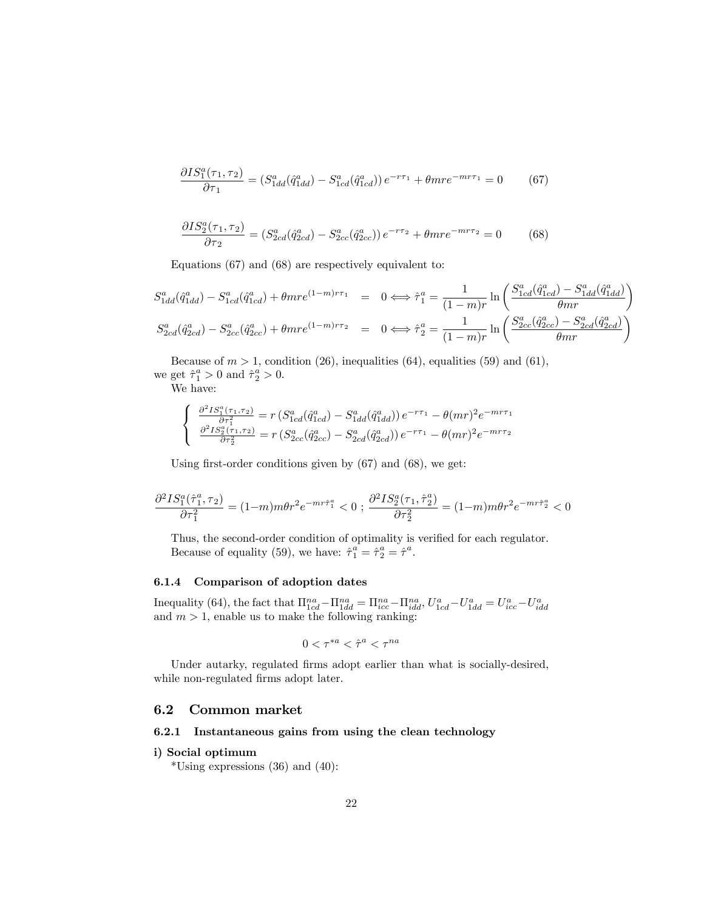$$\frac{\partial IS_1^a(\tau_1,\tau_2)}{\partial \tau_1} = \left(S_{1dd}^a(\hat{q}_{1dd}^a) - S_{1cd}^a(\hat{q}_{1cd}^a)\right)e^{-r\tau_1} + \theta mre^{-mr\tau_1} = 0 \tag{67}$$

$$\frac{\partial IS_2^a(\tau_1,\tau_2)}{\partial \tau_2} = \left(S_{2cd}^a(\hat{q}_{2cd}^a) - S_{2cc}^a(\hat{q}_{2cc}^a)\right)e^{-r\tau_2} + \theta mre^{-mr\tau_2} = 0 \tag{68}$$

Equations (67) and (68) are respectively equivalent to:

$$S_{1dd}^a(\hat{q}_{1dd}^a) - S_{1cd}^a(\hat{q}_{1cd}^a) + \theta mre^{(1-m)r\tau_1} = 0 \Longleftrightarrow \hat{\tau}_1^a = \frac{1}{(1-m)r}\ln\left(\frac{S_{1cd}^a(\hat{q}_{1cd}^a) - S_{1dd}^a(\hat{q}_{1dd}^a)}{\theta mr}\right)$$

$$S_{2cd}^a(\hat{q}_{2cd}^a) - S_{2cc}^a(\hat{q}_{2cc}^a) + \theta mre^{(1-m)r\tau_2} = 0 \Longleftrightarrow \hat{\tau}_2^a = \frac{1}{(1-m)r}\ln\left(\frac{S_{2cc}^a(\hat{q}_{2cc}^a) - S_{2cd}^a(\hat{q}_{2cd}^a)}{\theta mr}\right)$$

Because of $m > 1$, condition (26), inequalities (64), equalities (59) and (61), we get $\hat{\tau}_1^a > 0$ and $\hat{\tau}_2^a > 0$.

We have:

$$\begin{cases} \frac{\partial^2 IS_1^a(\tau_1,\tau_2)}{\partial \tau_1^2} = r\left(S_{1cd}^a(\hat{q}_{1cd}^a) - S_{1dd}^a(\hat{q}_{1dd}^a)\right)e^{-r\tau_1} - \theta(mr)^2 e^{-mr\tau_1} \\ \frac{\partial^2 IS_2^a(\tau_1,\tau_2)}{\partial \tau_2^2} = r\left(S_{2cc}^a(\hat{q}_{2cc}^a) - S_{2cd}^a(\hat{q}_{2cd}^a)\right)e^{-r\tau_1} - \theta(mr)^2 e^{-mr\tau_2} \end{cases}$$

Using first-order conditions given by (67) and (68), we get:

$$\frac{\partial^2 IS_1^a(\hat{\tau}_1^a,\tau_2)}{\partial \tau_1^2} = (1-m)m\theta r^2 e^{-mr\hat{\tau}_1^a} < 0 \ ; \ \frac{\partial^2 IS_2^a(\tau_1,\hat{\tau}_2^a)}{\partial \tau_2^2} = (1-m)m\theta r^2 e^{-mr\hat{\tau}_2^a} < 0$$

Thus, the second-order condition of optimality is verified for each regulator. Because of equality (59), we have: $\hat{\tau}_1^a = \hat{\tau}_2^a = \hat{\tau}^a$.

### 6.1.4 Comparison of adoption dates

Inequality (64), the fact that $\Pi_{1cd}^{na} - \Pi_{1dd}^{na} = \Pi_{icc}^{na} - \Pi_{idd}^{na}$, $U_{1cd}^a - U_{1dd}^a = U_{icc}^a - U_{idd}^a$ and $m > 1$, enable us to make the following ranking:

$$0 < \tau^{*a} < \hat{\tau}^a < \tau^{na}$$

Under autarky, regulated firms adopt earlier than what is socially-desired, while non-regulated firms adopt later.

## 6.2 Common market

### 6.2.1 Instantaneous gains from using the clean technology

**i) Social optimum**

*Using expressions (36) and (40):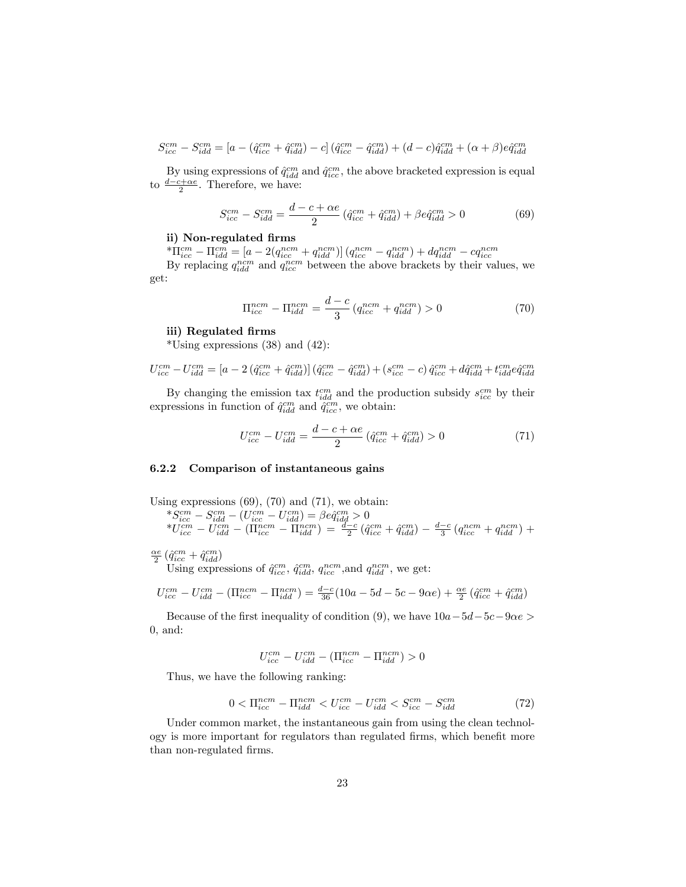$$S_{icc}^{cm} - S_{idd}^{cm} = [a - (\hat{q}_{icc}^{cm} + \hat{q}_{idd}^{cm}) - c] (\hat{q}_{icc}^{cm} - \hat{q}_{idd}^{cm}) + (d - c)\hat{q}_{idd}^{cm} + (\alpha + \beta)e\hat{q}_{idd}^{cm}$$

By using expressions of $\hat{q}_{idd}^{cm}$ and $\hat{q}_{icc}^{cm}$, the above bracketed expression is equal to $\frac{d-c+\alpha e}{2}$. Therefore, we have:

$$S_{icc}^{cm} - S_{idd}^{cm} = \frac{d - c + \alpha e}{2} (\hat{q}_{icc}^{cm} + \hat{q}_{idd}^{cm}) + \beta e \hat{q}_{idd}^{cm} > 0 \tag{69}$$

**ii) Non-regulated firms**

*$\Pi_{icc}^{cm} - \Pi_{idd}^{cm} = [a - 2(q_{icc}^{ncm} + q_{idd}^{ncm})] (q_{icc}^{ncm} - q_{idd}^{ncm}) + dq_{idd}^{ncm} - cq_{icc}^{ncm}$

By replacing $q_{idd}^{ncm}$ and $q_{icc}^{ncm}$ between the above brackets by their values, we get:

$$\Pi_{icc}^{ncm} - \Pi_{idd}^{ncm} = \frac{d - c}{3} (q_{icc}^{ncm} + q_{idd}^{ncm}) > 0 \tag{70}$$

**iii) Regulated firms**

*Using expressions (38) and (42):

$$U_{icc}^{cm} - U_{idd}^{cm} = [a - 2 (\hat{q}_{icc}^{cm} + \hat{q}_{idd}^{cm})] (\hat{q}_{icc}^{cm} - \hat{q}_{idd}^{cm}) + (s_{icc}^{cm} - c) \hat{q}_{icc}^{cm} + d\hat{q}_{idd}^{cm} + t_{idd}^{cm} e\hat{q}_{idd}^{cm}$$

By changing the emission tax $t_{idd}^{cm}$ and the production subsidy $s_{icc}^{cm}$ by their expressions in function of $\hat{q}_{idd}^{cm}$ and $\hat{q}_{icc}^{cm}$, we obtain:

$$U_{icc}^{cm} - U_{idd}^{cm} = \frac{d - c + \alpha e}{2} (\hat{q}_{icc}^{cm} + \hat{q}_{idd}^{cm}) > 0 \tag{71}$$

### 6.2.2 Comparison of instantaneous gains

Using expressions (69), (70) and (71), we obtain:

*$S_{icc}^{cm} - S_{idd}^{cm} - (U_{icc}^{cm} - U_{idd}^{cm}) = \beta e \hat{q}_{idd}^{cm} > 0$

*$U_{icc}^{cm} - U_{idd}^{cm} - (\Pi_{icc}^{ncm} - \Pi_{idd}^{ncm}) = \frac{d-c}{2} (\hat{q}_{icc}^{cm} + \hat{q}_{idd}^{cm}) - \frac{d-c}{3} (q_{icc}^{ncm} + q_{idd}^{ncm}) + \frac{\alpha e}{2} (\hat{q}_{icc}^{cm} + \hat{q}_{idd}^{cm})$

Using expressions of $\hat{q}_{icc}^{cm}$, $\hat{q}_{idd}^{cm}$, $q_{icc}^{ncm}$, and $q_{idd}^{ncm}$, we get:

$$U_{icc}^{cm} - U_{idd}^{cm} - (\Pi_{icc}^{ncm} - \Pi_{idd}^{ncm}) = \frac{d-c}{36}(10a - 5d - 5c - 9\alpha e) + \frac{\alpha e}{2} (\hat{q}_{icc}^{cm} + \hat{q}_{idd}^{cm})$$

Because of the first inequality of condition (9), we have $10a - 5d - 5c - 9\alpha e > 0$, and:

$$U_{icc}^{cm} - U_{idd}^{cm} - (\Pi_{icc}^{ncm} - \Pi_{idd}^{ncm}) > 0$$

Thus, we have the following ranking:

$$0 < \Pi_{icc}^{ncm} - \Pi_{idd}^{ncm} < U_{icc}^{cm} - U_{idd}^{cm} < S_{icc}^{cm} - S_{idd}^{cm} \tag{72}$$

Under common market, the instantaneous gain from using the clean technology is more important for regulators than regulated firms, which benefit more than non-regulated firms.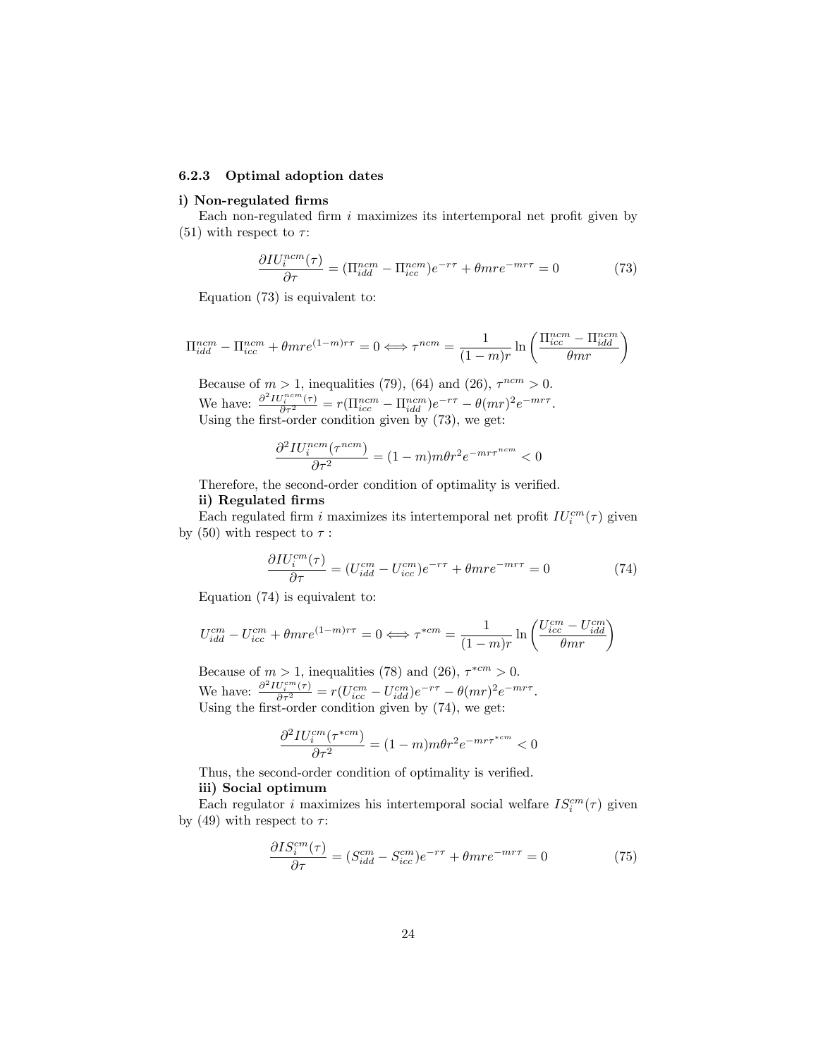### 6.2.3 Optimal adoption dates

**i) Non-regulated firms**

Each non-regulated firm $i$ maximizes its intertemporal net profit given by (51) with respect to $\tau$:

$$\frac{\partial IU_i^{ncm}(\tau)}{\partial \tau} = (\Pi_{idd}^{ncm} - \Pi_{icc}^{ncm})e^{-r\tau} + \theta m r e^{-mr\tau} = 0 \tag{73}$$

Equation (73) is equivalent to:

$$\Pi_{idd}^{ncm} - \Pi_{icc}^{ncm} + \theta m r e^{(1-m)r\tau} = 0 \Longleftrightarrow \tau^{ncm} = \frac{1}{(1-m)r} \ln\left(\frac{\Pi_{icc}^{ncm} - \Pi_{idd}^{ncm}}{\theta m r}\right)$$

Because of $m > 1$, inequalities (79), (64) and (26), $\tau^{ncm} > 0$.

We have: $\frac{\partial^2 IU_i^{ncm}(\tau)}{\partial \tau^2} = r(\Pi_{icc}^{ncm} - \Pi_{idd}^{ncm})e^{-r\tau} - \theta(mr)^2 e^{-mr\tau}$.

Using the first-order condition given by (73), we get:

$$\frac{\partial^2 IU_i^{ncm}(\tau^{ncm})}{\partial \tau^2} = (1-m)m\theta r^2 e^{-mr\tau^{ncm}} < 0$$

Therefore, the second-order condition of optimality is verified.

**ii) Regulated firms**

Each regulated firm $i$ maximizes its intertemporal net profit $IU_i^{cm}(\tau)$ given by (50) with respect to $\tau$ :

$$\frac{\partial IU_i^{cm}(\tau)}{\partial \tau} = (U_{idd}^{cm} - U_{icc}^{cm})e^{-r\tau} + \theta m r e^{-mr\tau} = 0 \tag{74}$$

Equation (74) is equivalent to:

$$U_{idd}^{cm} - U_{icc}^{cm} + \theta m r e^{(1-m)r\tau} = 0 \Longleftrightarrow \tau^{*cm} = \frac{1}{(1-m)r} \ln\left(\frac{U_{icc}^{cm} - U_{idd}^{cm}}{\theta m r}\right)$$

Because of $m > 1$, inequalities (78) and (26), $\tau^{*cm} > 0$.

We have: $\frac{\partial^2 IU_i^{cm}(\tau)}{\partial \tau^2} = r(U_{icc}^{cm} - U_{idd}^{cm})e^{-r\tau} - \theta(mr)^2 e^{-mr\tau}$.

Using the first-order condition given by (74), we get:

$$\frac{\partial^2 IU_i^{cm}(\tau^{*cm})}{\partial \tau^2} = (1-m)m\theta r^2 e^{-mr\tau^{*cm}} < 0$$

Thus, the second-order condition of optimality is verified.

**iii) Social optimum**

Each regulator $i$ maximizes his intertemporal social welfare $IS_i^{cm}(\tau)$ given by (49) with respect to $\tau$:

$$\frac{\partial IS_i^{cm}(\tau)}{\partial \tau} = (S_{idd}^{cm} - S_{icc}^{cm})e^{-r\tau} + \theta m r e^{-mr\tau} = 0 \tag{75}$$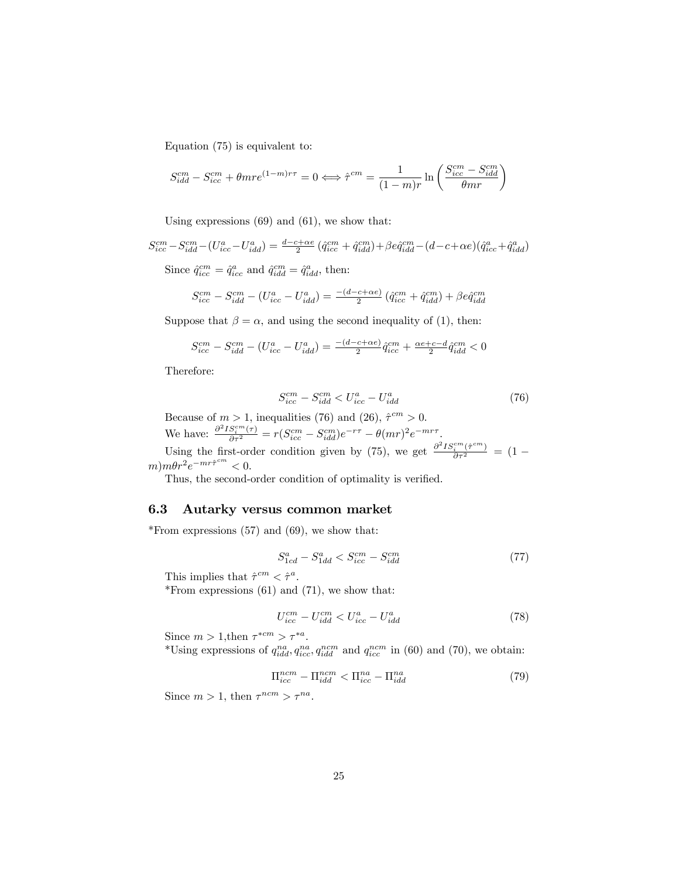Equation (75) is equivalent to:

$$S_{idd}^{cm} - S_{icc}^{cm} + \theta mr e^{(1-m)r\tau} = 0 \Longleftrightarrow \hat{\tau}^{cm} = \frac{1}{(1-m)r} \ln\left(\frac{S_{icc}^{cm} - S_{idd}^{cm}}{\theta mr}\right)$$

Using expressions (69) and (61), we show that:

$$S_{icc}^{cm} - S_{idd}^{cm} - (U_{icc}^{a} - U_{idd}^{a}) = \tfrac{d-c+\alpha e}{2}\left(\hat{q}_{icc}^{cm} + \hat{q}_{idd}^{cm}\right) + \beta e \hat{q}_{idd}^{cm} - (d-c+\alpha e)(\hat{q}_{icc}^{a} + \hat{q}_{idd}^{a})$$

Since $\hat{q}_{icc}^{cm} = \hat{q}_{icc}^{a}$ and $\hat{q}_{idd}^{cm} = \hat{q}_{idd}^{a}$, then:

$$S_{icc}^{cm} - S_{idd}^{cm} - (U_{icc}^{a} - U_{idd}^{a}) = \tfrac{-(d-c+\alpha e)}{2}\left(\hat{q}_{icc}^{cm} + \hat{q}_{idd}^{cm}\right) + \beta e \hat{q}_{idd}^{cm}$$

Suppose that $\beta = \alpha$, and using the second inequality of (1), then:

$$S_{icc}^{cm} - S_{idd}^{cm} - (U_{icc}^{a} - U_{idd}^{a}) = \tfrac{-(d-c+\alpha e)}{2}\hat{q}_{icc}^{cm} + \tfrac{\alpha e + c - d}{2}\hat{q}_{idd}^{cm} < 0$$

Therefore:

$$S_{icc}^{cm} - S_{idd}^{cm} < U_{icc}^{a} - U_{idd}^{a} \tag{76}$$

Because of $m > 1$, inequalities (76) and (26), $\hat{\tau}^{cm} > 0$.

We have: $\frac{\partial^2 IS_i^{cm}(\tau)}{\partial \tau^2} = r(S_{icc}^{cm} - S_{idd}^{cm})e^{-r\tau} - \theta(mr)^2 e^{-mr\tau}$.

Using the first-order condition given by (75), we get $\frac{\partial^2 IS_i^{cm}(\hat{\tau}^{cm})}{\partial \tau^2} = (1-m)m\theta r^2 e^{-mr\hat{\tau}^{cm}} < 0$.

Thus, the second-order condition of optimality is verified.

## 6.3 Autarky versus common market

*From expressions (57) and (69), we show that:

$$S_{1cd}^{a} - S_{1dd}^{a} < S_{icc}^{cm} - S_{idd}^{cm} \tag{77}$$

This implies that $\hat{\tau}^{cm} < \hat{\tau}^{a}$.

*From expressions (61) and (71), we show that:

$$U_{icc}^{cm} - U_{idd}^{cm} < U_{icc}^{a} - U_{idd}^{a} \tag{78}$$

Since $m > 1$,then $\tau^{*cm} > \tau^{*a}$.

*Using expressions of $q_{idd}^{na}, q_{icc}^{na}, q_{idd}^{ncm}$ and $q_{icc}^{ncm}$ in (60) and (70), we obtain:

$$\Pi_{icc}^{ncm} - \Pi_{idd}^{ncm} < \Pi_{icc}^{na} - \Pi_{idd}^{na} \tag{79}$$

Since $m > 1$, then $\tau^{ncm} > \tau^{na}$.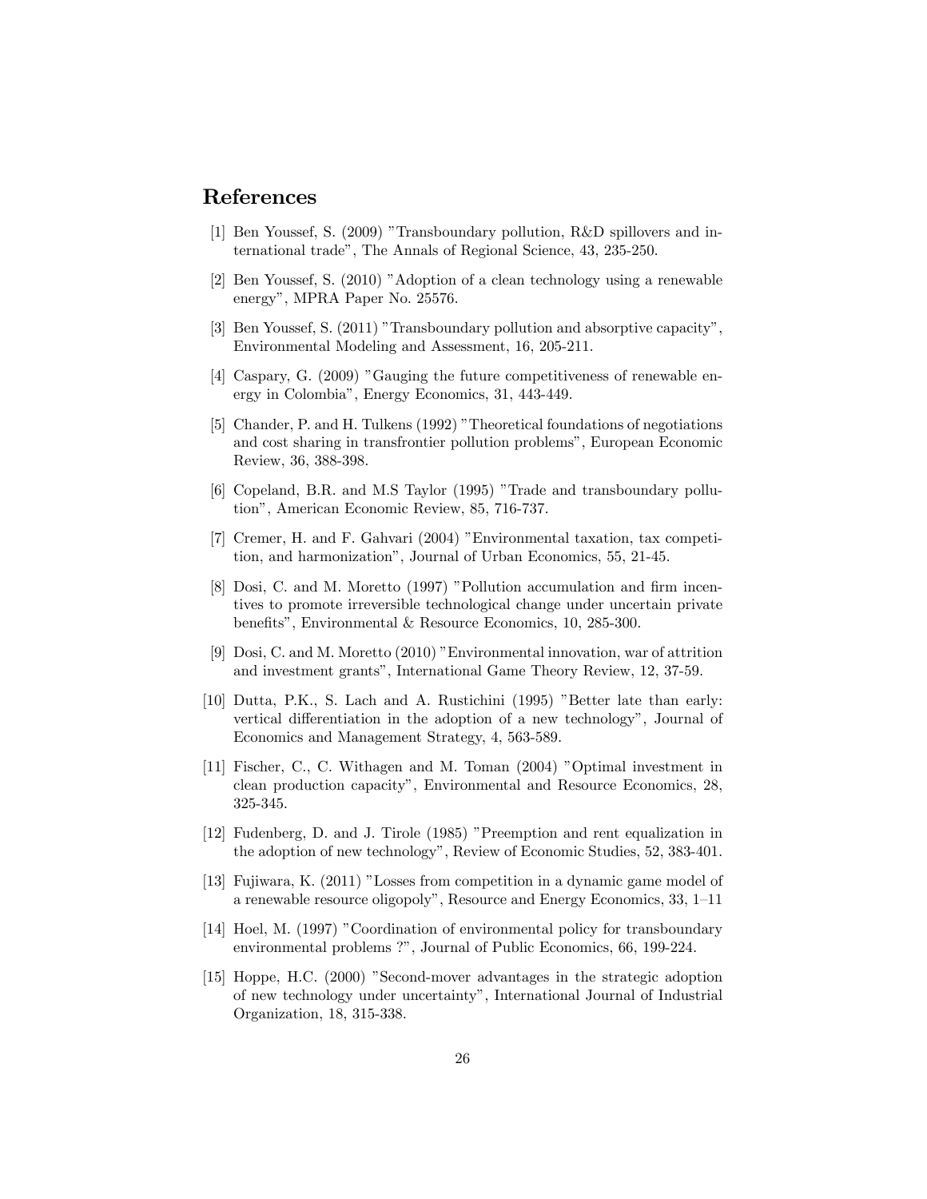## References

[1] Ben Youssef, S. (2009) "Transboundary pollution, R&D spillovers and international trade", The Annals of Regional Science, 43, 235-250.

[2] Ben Youssef, S. (2010) "Adoption of a clean technology using a renewable energy", MPRA Paper No. 25576.

[3] Ben Youssef, S. (2011) "Transboundary pollution and absorptive capacity", Environmental Modeling and Assessment, 16, 205-211.

[4] Caspary, G. (2009) "Gauging the future competitiveness of renewable energy in Colombia", Energy Economics, 31, 443-449.

[5] Chander, P. and H. Tulkens (1992) "Theoretical foundations of negotiations and cost sharing in transfrontier pollution problems", European Economic Review, 36, 388-398.

[6] Copeland, B.R. and M.S Taylor (1995) "Trade and transboundary pollution", American Economic Review, 85, 716-737.

[7] Cremer, H. and F. Gahvari (2004) "Environmental taxation, tax competition, and harmonization", Journal of Urban Economics, 55, 21-45.

[8] Dosi, C. and M. Moretto (1997) "Pollution accumulation and firm incentives to promote irreversible technological change under uncertain private benefits", Environmental & Resource Economics, 10, 285-300.

[9] Dosi, C. and M. Moretto (2010) "Environmental innovation, war of attrition and investment grants", International Game Theory Review, 12, 37-59.

[10] Dutta, P.K., S. Lach and A. Rustichini (1995) "Better late than early: vertical differentiation in the adoption of a new technology", Journal of Economics and Management Strategy, 4, 563-589.

[11] Fischer, C., C. Withagen and M. Toman (2004) "Optimal investment in clean production capacity", Environmental and Resource Economics, 28, 325-345.

[12] Fudenberg, D. and J. Tirole (1985) "Preemption and rent equalization in the adoption of new technology", Review of Economic Studies, 52, 383-401.

[13] Fujiwara, K. (2011) "Losses from competition in a dynamic game model of a renewable resource oligopoly", Resource and Energy Economics, 33, 1–11

[14] Hoel, M. (1997) "Coordination of environmental policy for transboundary environmental problems ?", Journal of Public Economics, 66, 199-224.

[15] Hoppe, H.C. (2000) "Second-mover advantages in the strategic adoption of new technology under uncertainty", International Journal of Industrial Organization, 18, 315-338.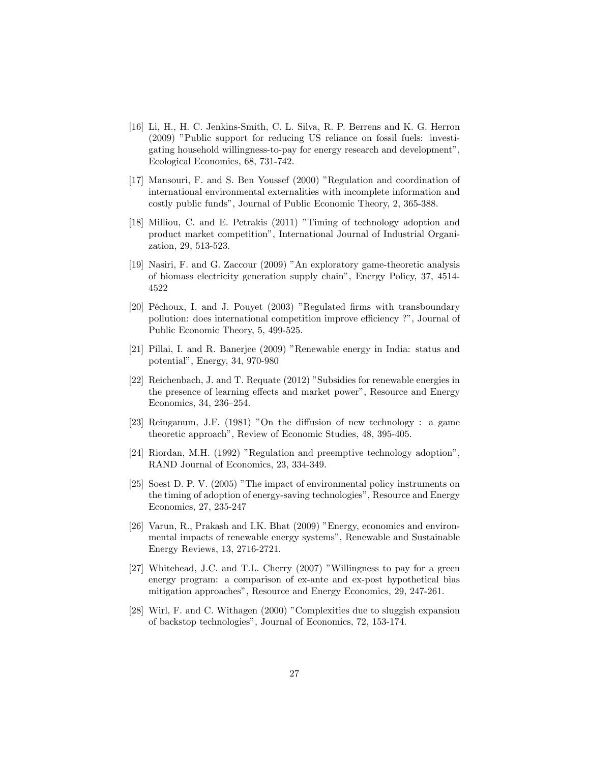[16] Li, H., H. C. Jenkins-Smith, C. L. Silva, R. P. Berrens and K. G. Herron (2009) "Public support for reducing US reliance on fossil fuels: investigating household willingness-to-pay for energy research and development", Ecological Economics, 68, 731-742.

[17] Mansouri, F. and S. Ben Youssef (2000) "Regulation and coordination of international environmental externalities with incomplete information and costly public funds", Journal of Public Economic Theory, 2, 365-388.

[18] Milliou, C. and E. Petrakis (2011) "Timing of technology adoption and product market competition", International Journal of Industrial Organization, 29, 513-523.

[19] Nasiri, F. and G. Zaccour (2009) "An exploratory game-theoretic analysis of biomass electricity generation supply chain", Energy Policy, 37, 4514-4522

[20] Péchoux, I. and J. Pouyet (2003) "Regulated firms with transboundary pollution: does international competition improve efficiency ?", Journal of Public Economic Theory, 5, 499-525.

[21] Pillai, I. and R. Banerjee (2009) "Renewable energy in India: status and potential", Energy, 34, 970-980

[22] Reichenbach, J. and T. Requate (2012) "Subsidies for renewable energies in the presence of learning effects and market power", Resource and Energy Economics, 34, 236–254.

[23] Reinganum, J.F. (1981) "On the diffusion of new technology : a game theoretic approach", Review of Economic Studies, 48, 395-405.

[24] Riordan, M.H. (1992) "Regulation and preemptive technology adoption", RAND Journal of Economics, 23, 334-349.

[25] Soest D. P. V. (2005) "The impact of environmental policy instruments on the timing of adoption of energy-saving technologies", Resource and Energy Economics, 27, 235-247

[26] Varun, R., Prakash and I.K. Bhat (2009) "Energy, economics and environmental impacts of renewable energy systems", Renewable and Sustainable Energy Reviews, 13, 2716-2721.

[27] Whitehead, J.C. and T.L. Cherry (2007) "Willingness to pay for a green energy program: a comparison of ex-ante and ex-post hypothetical bias mitigation approaches", Resource and Energy Economics, 29, 247-261.

[28] Wirl, F. and C. Withagen (2000) "Complexities due to sluggish expansion of backstop technologies", Journal of Economics, 72, 153-174.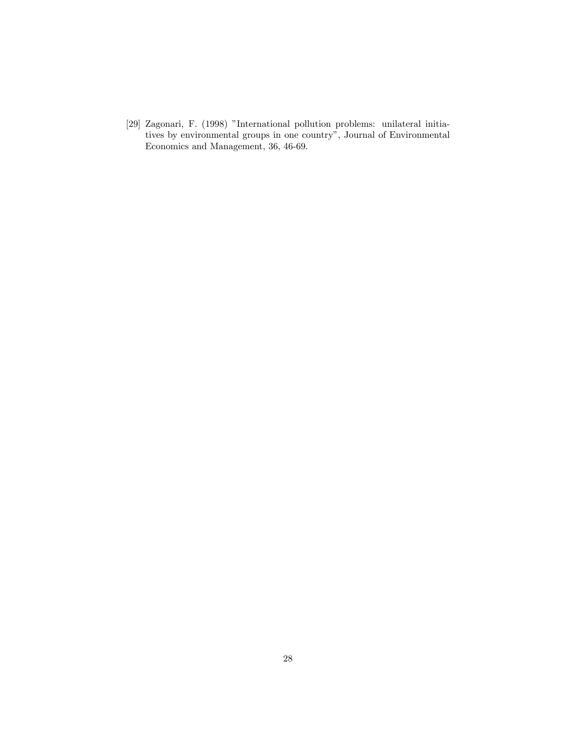[29] Zagonari, F. (1998) "International pollution problems: unilateral initiatives by environmental groups in one country", Journal of Environmental Economics and Management, 36, 46-69.